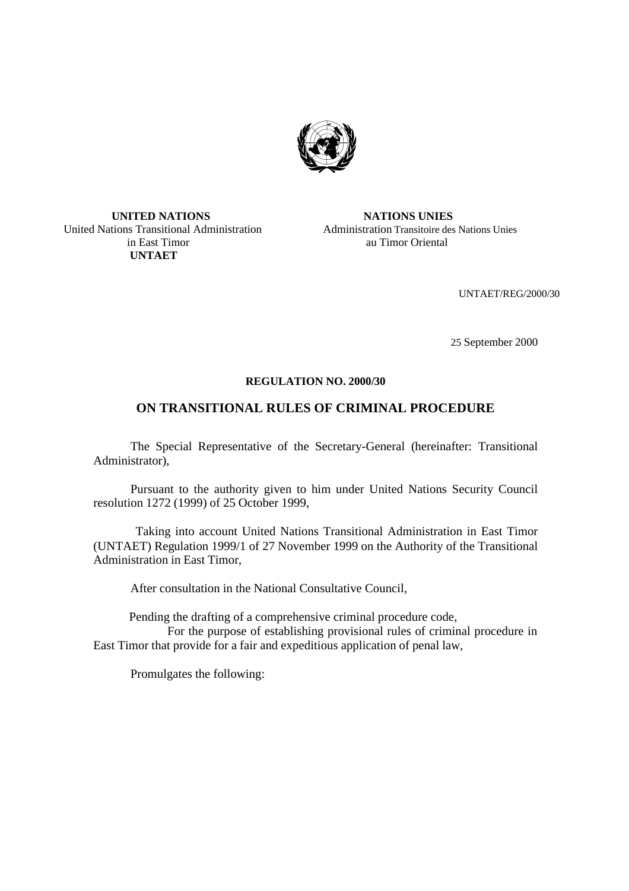**UNITED NATIONS**
United Nations Transitional Administration
in East Timor
**UNTAET**

**NATIONS UNIES**
Administration Transitoire des Nations Unies
au Timor Oriental

UNTAET/REG/2000/30

25 September 2000

**REGULATION NO. 2000/30**

## ON TRANSITIONAL RULES OF CRIMINAL PROCEDURE

The Special Representative of the Secretary-General (hereinafter: Transitional Administrator),

Pursuant to the authority given to him under United Nations Security Council resolution 1272 (1999) of 25 October 1999,

Taking into account United Nations Transitional Administration in East Timor (UNTAET) Regulation 1999/1 of 27 November 1999 on the Authority of the Transitional Administration in East Timor,

After consultation in the National Consultative Council,

Pending the drafting of a comprehensive criminal procedure code,

For the purpose of establishing provisional rules of criminal procedure in East Timor that provide for a fair and expeditious application of penal law,

Promulgates the following: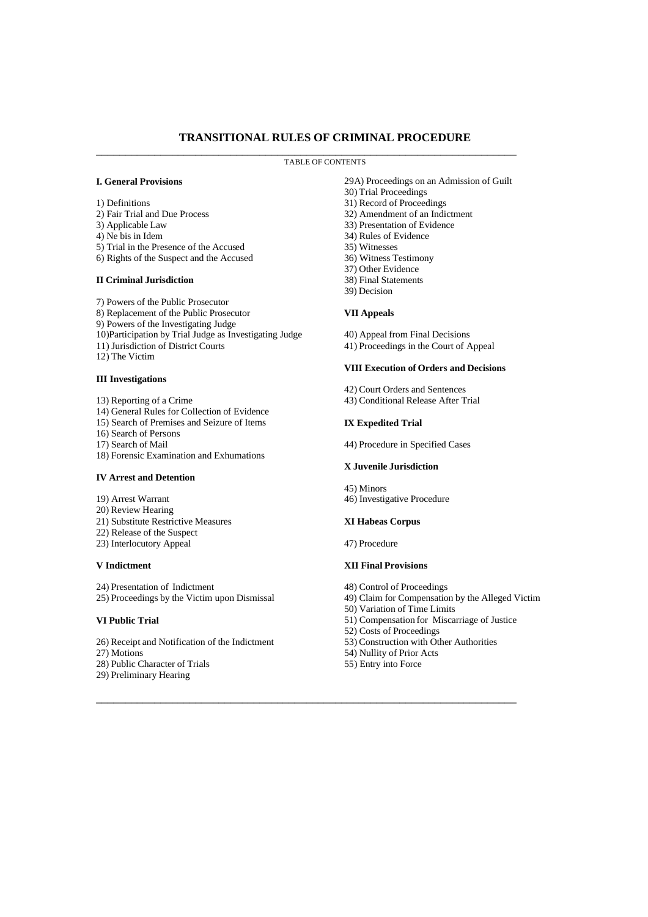# TRANSITIONAL RULES OF CRIMINAL PROCEDURE

TABLE OF CONTENTS

**I. General Provisions**

1) Definitions
2) Fair Trial and Due Process
3) Applicable Law
4) Ne bis in Idem
5) Trial in the Presence of the Accused
6) Rights of the Suspect and the Accused

**II Criminal Jurisdiction**

7) Powers of the Public Prosecutor
8) Replacement of the Public Prosecutor
9) Powers of the Investigating Judge
10)Participation by Trial Judge as Investigating Judge
11) Jurisdiction of District Courts
12) The Victim

**III Investigations**

13) Reporting of a Crime
14) General Rules for Collection of Evidence
15) Search of Premises and Seizure of Items
16) Search of Persons
17) Search of Mail
18) Forensic Examination and Exhumations

**IV Arrest and Detention**

19) Arrest Warrant
20) Review Hearing
21) Substitute Restrictive Measures
22) Release of the Suspect
23) Interlocutory Appeal

**V Indictment**

24) Presentation of Indictment
25) Proceedings by the Victim upon Dismissal

**VI Public Trial**

26) Receipt and Notification of the Indictment
27) Motions
28) Public Character of Trials
29) Preliminary Hearing
29A) Proceedings on an Admission of Guilt
30) Trial Proceedings
31) Record of Proceedings
32) Amendment of an Indictment
33) Presentation of Evidence
34) Rules of Evidence
35) Witnesses
36) Witness Testimony
37) Other Evidence
38) Final Statements
39) Decision

**VII Appeals**

40) Appeal from Final Decisions
41) Proceedings in the Court of Appeal

**VIII Execution of Orders and Decisions**

42) Court Orders and Sentences
43) Conditional Release After Trial

**IX Expedited Trial**

44) Procedure in Specified Cases

**X Juvenile Jurisdiction**

45) Minors
46) Investigative Procedure

**XI Habeas Corpus**

47) Procedure

**XII Final Provisions**

48) Control of Proceedings
49) Claim for Compensation by the Alleged Victim
50) Variation of Time Limits
51) Compensation for Miscarriage of Justice
52) Costs of Proceedings
53) Construction with Other Authorities
54) Nullity of Prior Acts
55) Entry into Force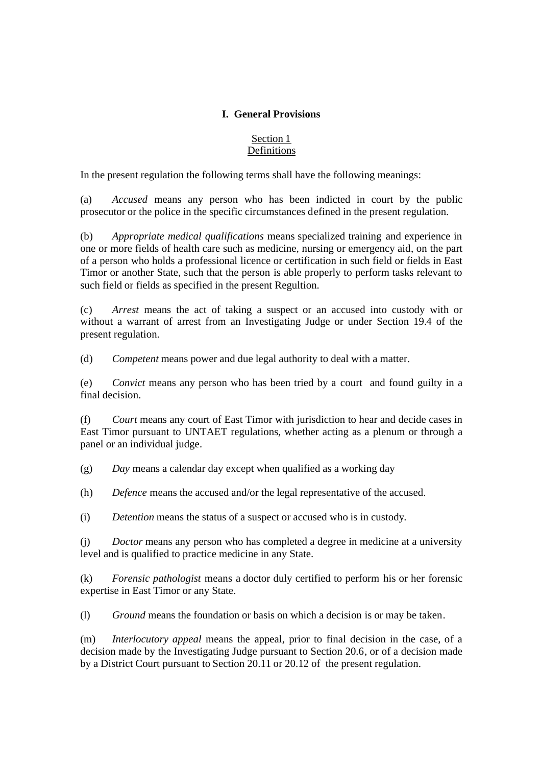## I. General Provisions

Section 1
Definitions

In the present regulation the following terms shall have the following meanings:

(a) *Accused* means any person who has been indicted in court by the public prosecutor or the police in the specific circumstances defined in the present regulation.

(b) *Appropriate medical qualifications* means specialized training and experience in one or more fields of health care such as medicine, nursing or emergency aid, on the part of a person who holds a professional licence or certification in such field or fields in East Timor or another State, such that the person is able properly to perform tasks relevant to such field or fields as specified in the present Regultion.

(c) *Arrest* means the act of taking a suspect or an accused into custody with or without a warrant of arrest from an Investigating Judge or under Section 19.4 of the present regulation.

(d) *Competent* means power and due legal authority to deal with a matter.

(e) *Convict* means any person who has been tried by a court and found guilty in a final decision.

(f) *Court* means any court of East Timor with jurisdiction to hear and decide cases in East Timor pursuant to UNTAET regulations, whether acting as a plenum or through a panel or an individual judge.

(g) *Day* means a calendar day except when qualified as a working day

(h) *Defence* means the accused and/or the legal representative of the accused.

(i) *Detention* means the status of a suspect or accused who is in custody.

(j) *Doctor* means any person who has completed a degree in medicine at a university level and is qualified to practice medicine in any State.

(k) *Forensic pathologist* means a doctor duly certified to perform his or her forensic expertise in East Timor or any State.

(l) *Ground* means the foundation or basis on which a decision is or may be taken.

(m) *Interlocutory appeal* means the appeal, prior to final decision in the case, of a decision made by the Investigating Judge pursuant to Section 20.6, or of a decision made by a District Court pursuant to Section 20.11 or 20.12 of the present regulation.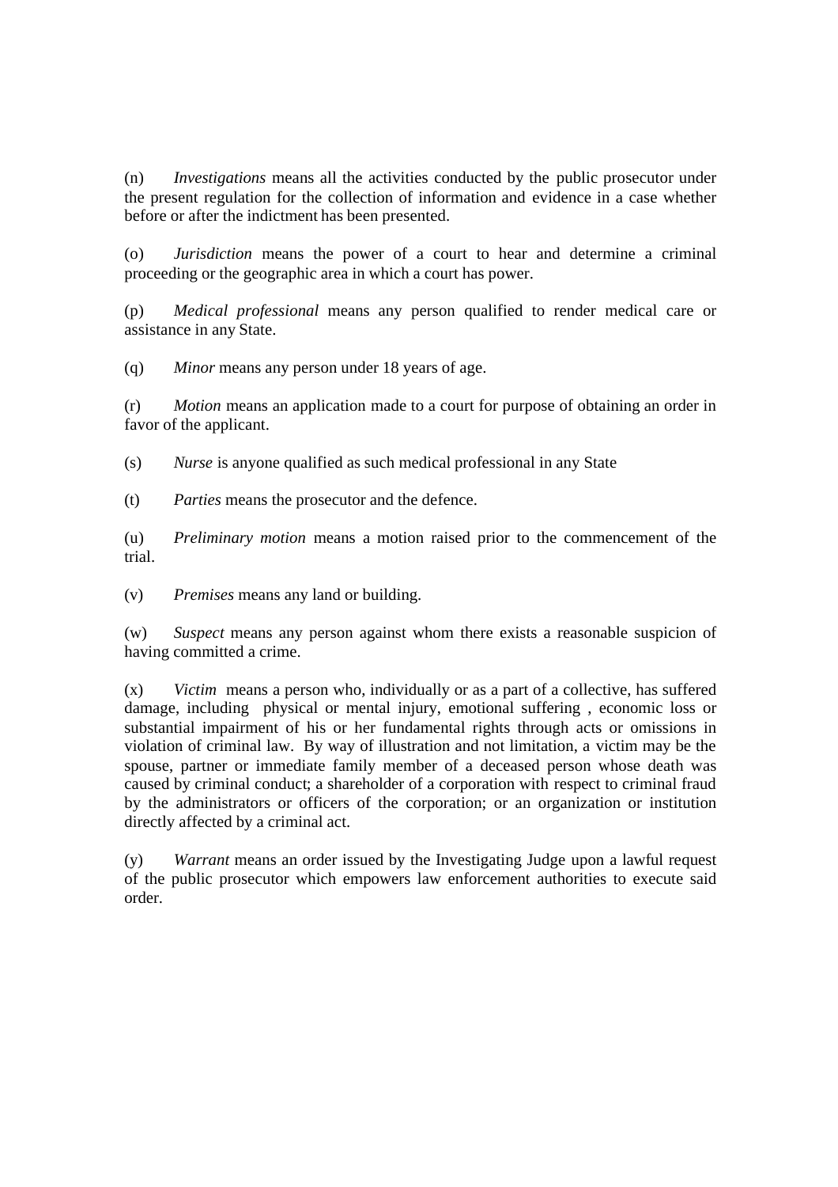(n) *Investigations* means all the activities conducted by the public prosecutor under the present regulation for the collection of information and evidence in a case whether before or after the indictment has been presented.

(o) *Jurisdiction* means the power of a court to hear and determine a criminal proceeding or the geographic area in which a court has power.

(p) *Medical professional* means any person qualified to render medical care or assistance in any State.

(q) *Minor* means any person under 18 years of age.

(r) *Motion* means an application made to a court for purpose of obtaining an order in favor of the applicant.

(s) *Nurse* is anyone qualified as such medical professional in any State

(t) *Parties* means the prosecutor and the defence.

(u) *Preliminary motion* means a motion raised prior to the commencement of the trial.

(v) *Premises* means any land or building.

(w) *Suspect* means any person against whom there exists a reasonable suspicion of having committed a crime.

(x) *Victim* means a person who, individually or as a part of a collective, has suffered damage, including physical or mental injury, emotional suffering , economic loss or substantial impairment of his or her fundamental rights through acts or omissions in violation of criminal law. By way of illustration and not limitation, a victim may be the spouse, partner or immediate family member of a deceased person whose death was caused by criminal conduct; a shareholder of a corporation with respect to criminal fraud by the administrators or officers of the corporation; or an organization or institution directly affected by a criminal act.

(y) *Warrant* means an order issued by the Investigating Judge upon a lawful request of the public prosecutor which empowers law enforcement authorities to execute said order.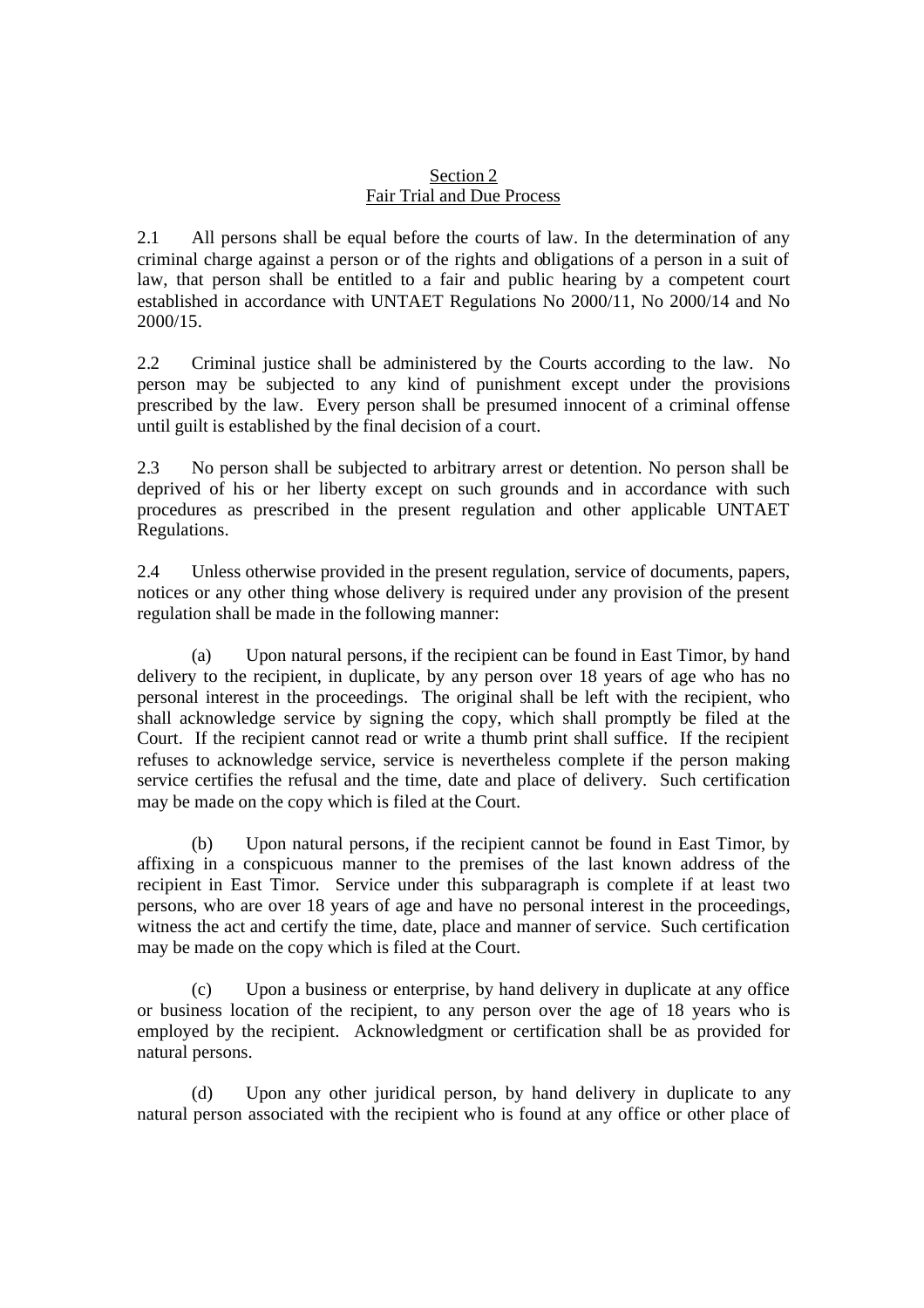## Section 2
## Fair Trial and Due Process

2.1 All persons shall be equal before the courts of law. In the determination of any criminal charge against a person or of the rights and obligations of a person in a suit of law, that person shall be entitled to a fair and public hearing by a competent court established in accordance with UNTAET Regulations No 2000/11, No 2000/14 and No 2000/15.

2.2 Criminal justice shall be administered by the Courts according to the law. No person may be subjected to any kind of punishment except under the provisions prescribed by the law. Every person shall be presumed innocent of a criminal offense until guilt is established by the final decision of a court.

2.3 No person shall be subjected to arbitrary arrest or detention. No person shall be deprived of his or her liberty except on such grounds and in accordance with such procedures as prescribed in the present regulation and other applicable UNTAET Regulations.

2.4 Unless otherwise provided in the present regulation, service of documents, papers, notices or any other thing whose delivery is required under any provision of the present regulation shall be made in the following manner:

(a) Upon natural persons, if the recipient can be found in East Timor, by hand delivery to the recipient, in duplicate, by any person over 18 years of age who has no personal interest in the proceedings. The original shall be left with the recipient, who shall acknowledge service by signing the copy, which shall promptly be filed at the Court. If the recipient cannot read or write a thumb print shall suffice. If the recipient refuses to acknowledge service, service is nevertheless complete if the person making service certifies the refusal and the time, date and place of delivery. Such certification may be made on the copy which is filed at the Court.

(b) Upon natural persons, if the recipient cannot be found in East Timor, by affixing in a conspicuous manner to the premises of the last known address of the recipient in East Timor. Service under this subparagraph is complete if at least two persons, who are over 18 years of age and have no personal interest in the proceedings, witness the act and certify the time, date, place and manner of service. Such certification may be made on the copy which is filed at the Court.

(c) Upon a business or enterprise, by hand delivery in duplicate at any office or business location of the recipient, to any person over the age of 18 years who is employed by the recipient. Acknowledgment or certification shall be as provided for natural persons.

(d) Upon any other juridical person, by hand delivery in duplicate to any natural person associated with the recipient who is found at any office or other place of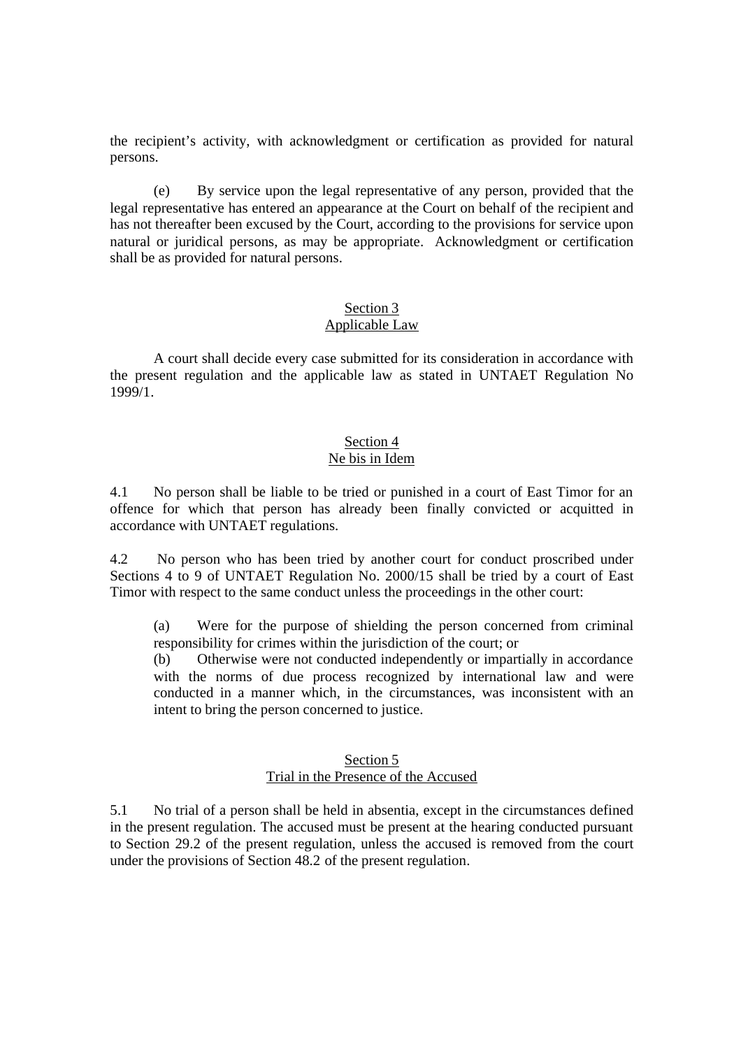the recipient's activity, with acknowledgment or certification as provided for natural persons.

(e) By service upon the legal representative of any person, provided that the legal representative has entered an appearance at the Court on behalf of the recipient and has not thereafter been excused by the Court, according to the provisions for service upon natural or juridical persons, as may be appropriate. Acknowledgment or certification shall be as provided for natural persons.

## Section 3
## Applicable Law

A court shall decide every case submitted for its consideration in accordance with the present regulation and the applicable law as stated in UNTAET Regulation No 1999/1.

## Section 4
## Ne bis in Idem

4.1 No person shall be liable to be tried or punished in a court of East Timor for an offence for which that person has already been finally convicted or acquitted in accordance with UNTAET regulations.

4.2 No person who has been tried by another court for conduct proscribed under Sections 4 to 9 of UNTAET Regulation No. 2000/15 shall be tried by a court of East Timor with respect to the same conduct unless the proceedings in the other court:

(a) Were for the purpose of shielding the person concerned from criminal responsibility for crimes within the jurisdiction of the court; or

(b) Otherwise were not conducted independently or impartially in accordance with the norms of due process recognized by international law and were conducted in a manner which, in the circumstances, was inconsistent with an intent to bring the person concerned to justice.

## Section 5
## Trial in the Presence of the Accused

5.1 No trial of a person shall be held in absentia, except in the circumstances defined in the present regulation. The accused must be present at the hearing conducted pursuant to Section 29.2 of the present regulation, unless the accused is removed from the court under the provisions of Section 48.2 of the present regulation.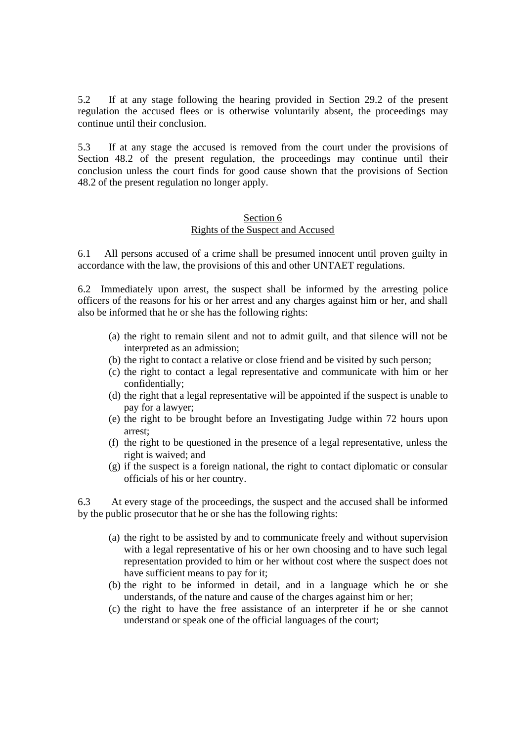5.2 If at any stage following the hearing provided in Section 29.2 of the present regulation the accused flees or is otherwise voluntarily absent, the proceedings may continue until their conclusion.

5.3 If at any stage the accused is removed from the court under the provisions of Section 48.2 of the present regulation, the proceedings may continue until their conclusion unless the court finds for good cause shown that the provisions of Section 48.2 of the present regulation no longer apply.

## Section 6
## Rights of the Suspect and Accused

6.1 All persons accused of a crime shall be presumed innocent until proven guilty in accordance with the law, the provisions of this and other UNTAET regulations.

6.2 Immediately upon arrest, the suspect shall be informed by the arresting police officers of the reasons for his or her arrest and any charges against him or her, and shall also be informed that he or she has the following rights:

(a) the right to remain silent and not to admit guilt, and that silence will not be interpreted as an admission;
(b) the right to contact a relative or close friend and be visited by such person;
(c) the right to contact a legal representative and communicate with him or her confidentially;
(d) the right that a legal representative will be appointed if the suspect is unable to pay for a lawyer;
(e) the right to be brought before an Investigating Judge within 72 hours upon arrest;
(f) the right to be questioned in the presence of a legal representative, unless the right is waived; and
(g) if the suspect is a foreign national, the right to contact diplomatic or consular officials of his or her country.

6.3 At every stage of the proceedings, the suspect and the accused shall be informed by the public prosecutor that he or she has the following rights:

(a) the right to be assisted by and to communicate freely and without supervision with a legal representative of his or her own choosing and to have such legal representation provided to him or her without cost where the suspect does not have sufficient means to pay for it;
(b) the right to be informed in detail, and in a language which he or she understands, of the nature and cause of the charges against him or her;
(c) the right to have the free assistance of an interpreter if he or she cannot understand or speak one of the official languages of the court;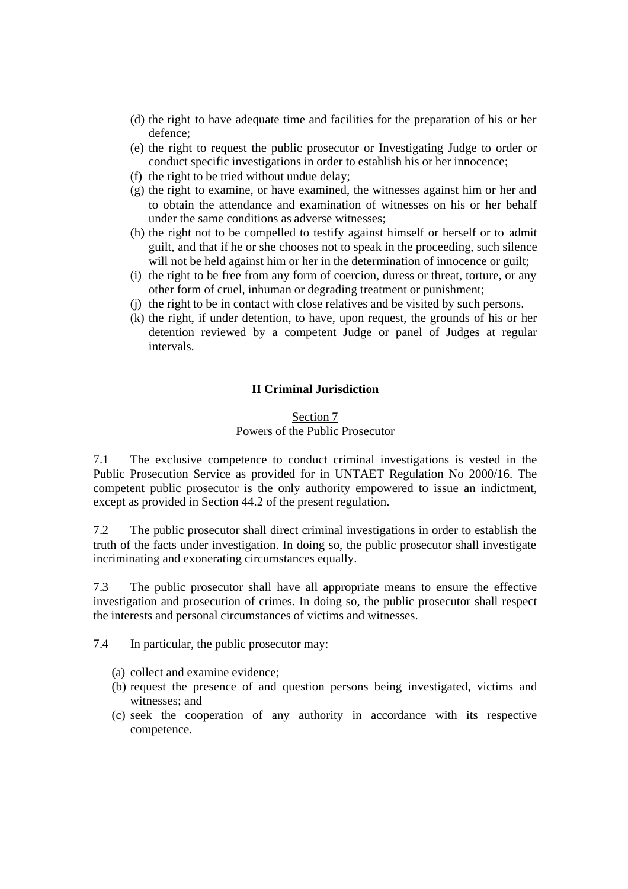(d) the right to have adequate time and facilities for the preparation of his or her defence;
(e) the right to request the public prosecutor or Investigating Judge to order or conduct specific investigations in order to establish his or her innocence;
(f) the right to be tried without undue delay;
(g) the right to examine, or have examined, the witnesses against him or her and to obtain the attendance and examination of witnesses on his or her behalf under the same conditions as adverse witnesses;
(h) the right not to be compelled to testify against himself or herself or to admit guilt, and that if he or she chooses not to speak in the proceeding, such silence will not be held against him or her in the determination of innocence or guilt;
(i) the right to be free from any form of coercion, duress or threat, torture, or any other form of cruel, inhuman or degrading treatment or punishment;
(j) the right to be in contact with close relatives and be visited by such persons.
(k) the right, if under detention, to have, upon request, the grounds of his or her detention reviewed by a competent Judge or panel of Judges at regular intervals.

## II Criminal Jurisdiction

### Section 7
### Powers of the Public Prosecutor

7.1 The exclusive competence to conduct criminal investigations is vested in the Public Prosecution Service as provided for in UNTAET Regulation No 2000/16. The competent public prosecutor is the only authority empowered to issue an indictment, except as provided in Section 44.2 of the present regulation.

7.2 The public prosecutor shall direct criminal investigations in order to establish the truth of the facts under investigation. In doing so, the public prosecutor shall investigate incriminating and exonerating circumstances equally.

7.3 The public prosecutor shall have all appropriate means to ensure the effective investigation and prosecution of crimes. In doing so, the public prosecutor shall respect the interests and personal circumstances of victims and witnesses.

7.4 In particular, the public prosecutor may:

(a) collect and examine evidence;
(b) request the presence of and question persons being investigated, victims and witnesses; and
(c) seek the cooperation of any authority in accordance with its respective competence.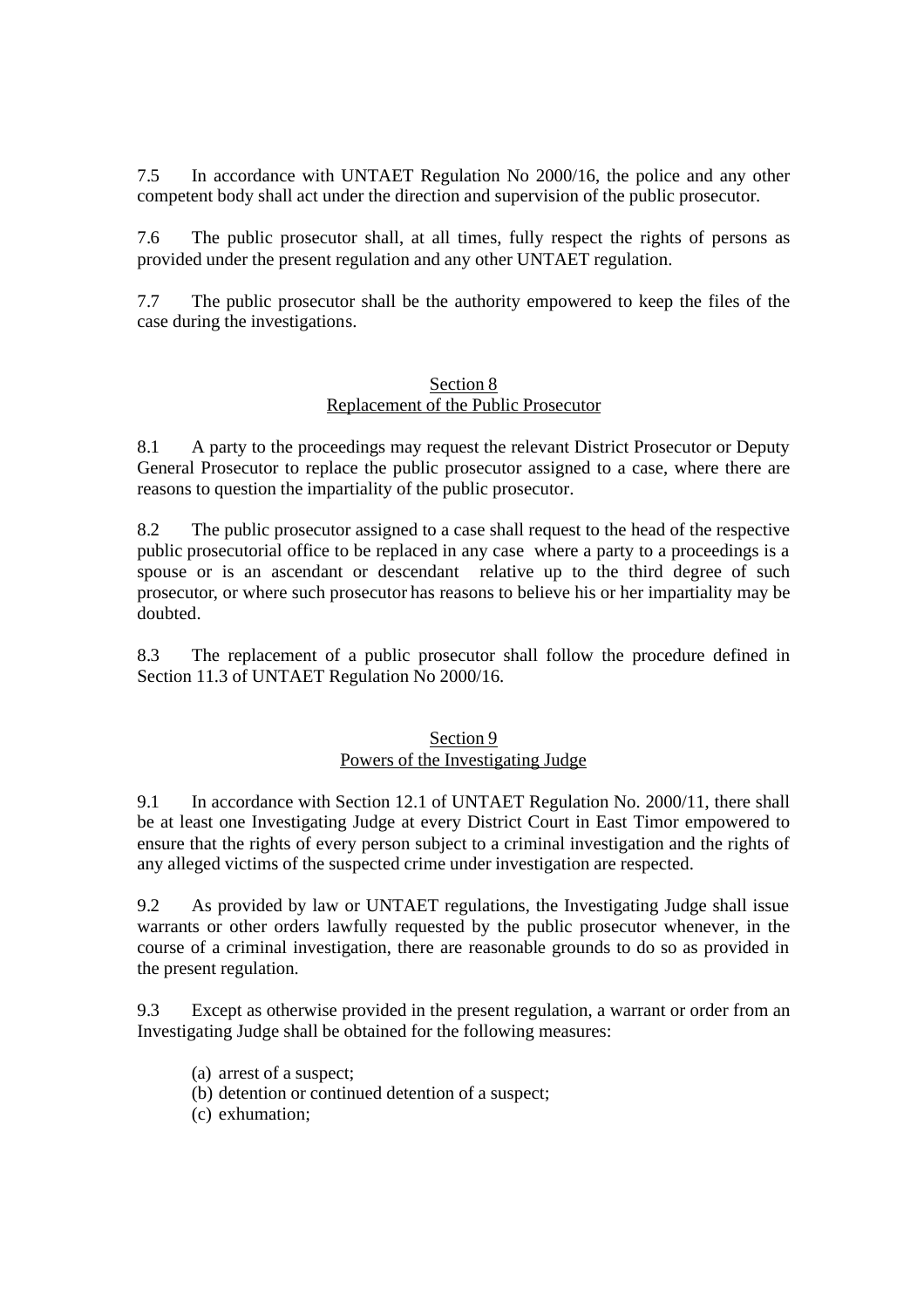7.5 In accordance with UNTAET Regulation No 2000/16, the police and any other competent body shall act under the direction and supervision of the public prosecutor.

7.6 The public prosecutor shall, at all times, fully respect the rights of persons as provided under the present regulation and any other UNTAET regulation.

7.7 The public prosecutor shall be the authority empowered to keep the files of the case during the investigations.

## Section 8
## Replacement of the Public Prosecutor

8.1 A party to the proceedings may request the relevant District Prosecutor or Deputy General Prosecutor to replace the public prosecutor assigned to a case, where there are reasons to question the impartiality of the public prosecutor.

8.2 The public prosecutor assigned to a case shall request to the head of the respective public prosecutorial office to be replaced in any case where a party to a proceedings is a spouse or is an ascendant or descendant relative up to the third degree of such prosecutor, or where such prosecutor has reasons to believe his or her impartiality may be doubted.

8.3 The replacement of a public prosecutor shall follow the procedure defined in Section 11.3 of UNTAET Regulation No 2000/16.

## Section 9
## Powers of the Investigating Judge

9.1 In accordance with Section 12.1 of UNTAET Regulation No. 2000/11, there shall be at least one Investigating Judge at every District Court in East Timor empowered to ensure that the rights of every person subject to a criminal investigation and the rights of any alleged victims of the suspected crime under investigation are respected.

9.2 As provided by law or UNTAET regulations, the Investigating Judge shall issue warrants or other orders lawfully requested by the public prosecutor whenever, in the course of a criminal investigation, there are reasonable grounds to do so as provided in the present regulation.

9.3 Except as otherwise provided in the present regulation, a warrant or order from an Investigating Judge shall be obtained for the following measures:

(a) arrest of a suspect;
(b) detention or continued detention of a suspect;
(c) exhumation;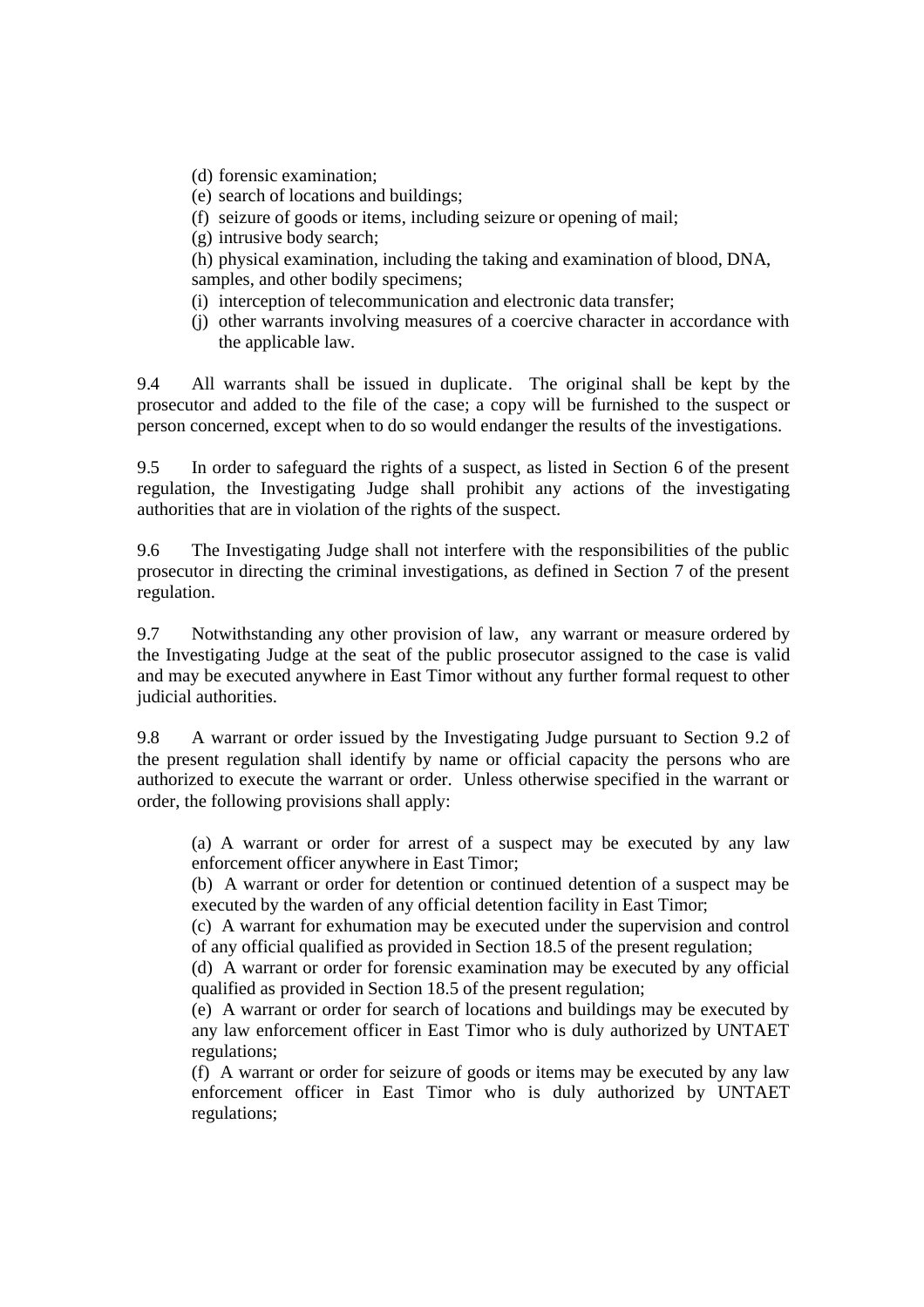(d) forensic examination;
(e) search of locations and buildings;
(f) seizure of goods or items, including seizure or opening of mail;
(g) intrusive body search;
(h) physical examination, including the taking and examination of blood, DNA, samples, and other bodily specimens;
(i) interception of telecommunication and electronic data transfer;
(j) other warrants involving measures of a coercive character in accordance with the applicable law.

9.4 All warrants shall be issued in duplicate. The original shall be kept by the prosecutor and added to the file of the case; a copy will be furnished to the suspect or person concerned, except when to do so would endanger the results of the investigations.

9.5 In order to safeguard the rights of a suspect, as listed in Section 6 of the present regulation, the Investigating Judge shall prohibit any actions of the investigating authorities that are in violation of the rights of the suspect.

9.6 The Investigating Judge shall not interfere with the responsibilities of the public prosecutor in directing the criminal investigations, as defined in Section 7 of the present regulation.

9.7 Notwithstanding any other provision of law, any warrant or measure ordered by the Investigating Judge at the seat of the public prosecutor assigned to the case is valid and may be executed anywhere in East Timor without any further formal request to other judicial authorities.

9.8 A warrant or order issued by the Investigating Judge pursuant to Section 9.2 of the present regulation shall identify by name or official capacity the persons who are authorized to execute the warrant or order. Unless otherwise specified in the warrant or order, the following provisions shall apply:

(a) A warrant or order for arrest of a suspect may be executed by any law enforcement officer anywhere in East Timor;
(b) A warrant or order for detention or continued detention of a suspect may be executed by the warden of any official detention facility in East Timor;
(c) A warrant for exhumation may be executed under the supervision and control of any official qualified as provided in Section 18.5 of the present regulation;
(d) A warrant or order for forensic examination may be executed by any official qualified as provided in Section 18.5 of the present regulation;
(e) A warrant or order for search of locations and buildings may be executed by any law enforcement officer in East Timor who is duly authorized by UNTAET regulations;
(f) A warrant or order for seizure of goods or items may be executed by any law enforcement officer in East Timor who is duly authorized by UNTAET regulations;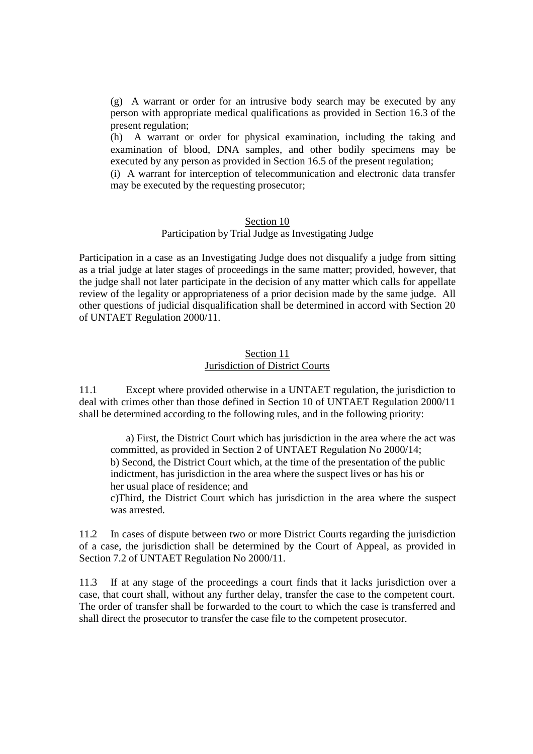(g) A warrant or order for an intrusive body search may be executed by any person with appropriate medical qualifications as provided in Section 16.3 of the present regulation;

(h) A warrant or order for physical examination, including the taking and examination of blood, DNA samples, and other bodily specimens may be executed by any person as provided in Section 16.5 of the present regulation;

(i) A warrant for interception of telecommunication and electronic data transfer may be executed by the requesting prosecutor;

## Section 10
## Participation by Trial Judge as Investigating Judge

Participation in a case as an Investigating Judge does not disqualify a judge from sitting as a trial judge at later stages of proceedings in the same matter; provided, however, that the judge shall not later participate in the decision of any matter which calls for appellate review of the legality or appropriateness of a prior decision made by the same judge. All other questions of judicial disqualification shall be determined in accord with Section 20 of UNTAET Regulation 2000/11.

## Section 11
## Jurisdiction of District Courts

11.1 Except where provided otherwise in a UNTAET regulation, the jurisdiction to deal with crimes other than those defined in Section 10 of UNTAET Regulation 2000/11 shall be determined according to the following rules, and in the following priority:

a) First, the District Court which has jurisdiction in the area where the act was committed, as provided in Section 2 of UNTAET Regulation No 2000/14;
b) Second, the District Court which, at the time of the presentation of the public indictment, has jurisdiction in the area where the suspect lives or has his or her usual place of residence; and
c)Third, the District Court which has jurisdiction in the area where the suspect was arrested.

11.2 In cases of dispute between two or more District Courts regarding the jurisdiction of a case, the jurisdiction shall be determined by the Court of Appeal, as provided in Section 7.2 of UNTAET Regulation No 2000/11.

11.3 If at any stage of the proceedings a court finds that it lacks jurisdiction over a case, that court shall, without any further delay, transfer the case to the competent court. The order of transfer shall be forwarded to the court to which the case is transferred and shall direct the prosecutor to transfer the case file to the competent prosecutor.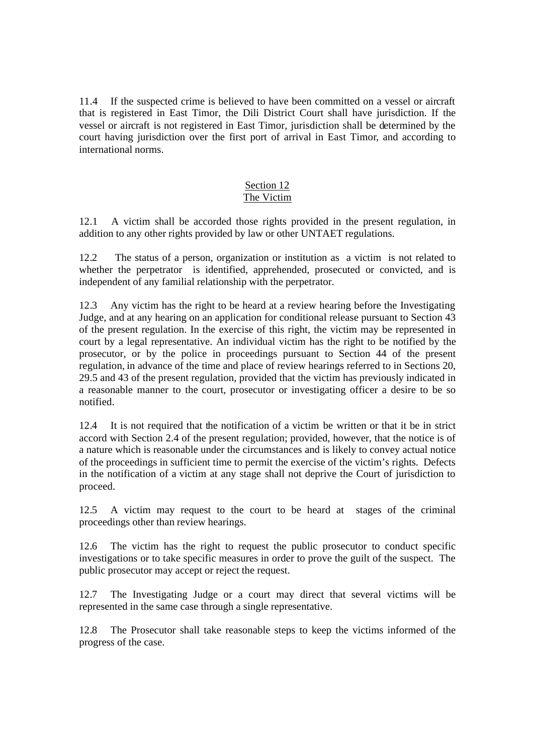11.4 If the suspected crime is believed to have been committed on a vessel or aircraft that is registered in East Timor, the Dili District Court shall have jurisdiction. If the vessel or aircraft is not registered in East Timor, jurisdiction shall be determined by the court having jurisdiction over the first port of arrival in East Timor, and according to international norms.

## Section 12
## The Victim

12.1 A victim shall be accorded those rights provided in the present regulation, in addition to any other rights provided by law or other UNTAET regulations.

12.2 The status of a person, organization or institution as a victim is not related to whether the perpetrator is identified, apprehended, prosecuted or convicted, and is independent of any familial relationship with the perpetrator.

12.3 Any victim has the right to be heard at a review hearing before the Investigating Judge, and at any hearing on an application for conditional release pursuant to Section 43 of the present regulation. In the exercise of this right, the victim may be represented in court by a legal representative. An individual victim has the right to be notified by the prosecutor, or by the police in proceedings pursuant to Section 44 of the present regulation, in advance of the time and place of review hearings referred to in Sections 20, 29.5 and 43 of the present regulation, provided that the victim has previously indicated in a reasonable manner to the court, prosecutor or investigating officer a desire to be so notified.

12.4 It is not required that the notification of a victim be written or that it be in strict accord with Section 2.4 of the present regulation; provided, however, that the notice is of a nature which is reasonable under the circumstances and is likely to convey actual notice of the proceedings in sufficient time to permit the exercise of the victim's rights. Defects in the notification of a victim at any stage shall not deprive the Court of jurisdiction to proceed.

12.5 A victim may request to the court to be heard at stages of the criminal proceedings other than review hearings.

12.6 The victim has the right to request the public prosecutor to conduct specific investigations or to take specific measures in order to prove the guilt of the suspect. The public prosecutor may accept or reject the request.

12.7 The Investigating Judge or a court may direct that several victims will be represented in the same case through a single representative.

12.8 The Prosecutor shall take reasonable steps to keep the victims informed of the progress of the case.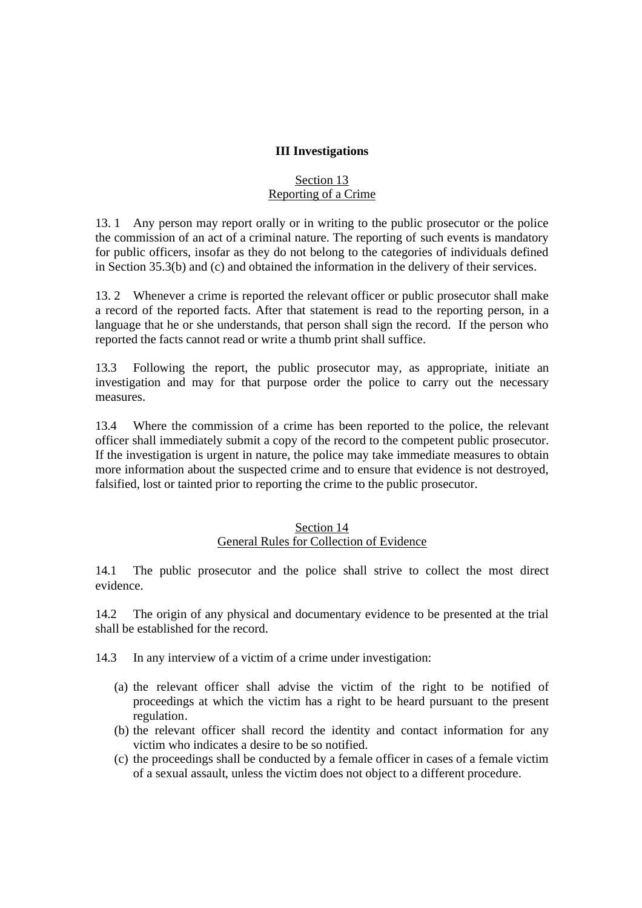## III Investigations

### Section 13
### Reporting of a Crime

13. 1 Any person may report orally or in writing to the public prosecutor or the police the commission of an act of a criminal nature. The reporting of such events is mandatory for public officers, insofar as they do not belong to the categories of individuals defined in Section 35.3(b) and (c) and obtained the information in the delivery of their services.

13. 2 Whenever a crime is reported the relevant officer or public prosecutor shall make a record of the reported facts. After that statement is read to the reporting person, in a language that he or she understands, that person shall sign the record. If the person who reported the facts cannot read or write a thumb print shall suffice.

13.3 Following the report, the public prosecutor may, as appropriate, initiate an investigation and may for that purpose order the police to carry out the necessary measures.

13.4 Where the commission of a crime has been reported to the police, the relevant officer shall immediately submit a copy of the record to the competent public prosecutor. If the investigation is urgent in nature, the police may take immediate measures to obtain more information about the suspected crime and to ensure that evidence is not destroyed, falsified, lost or tainted prior to reporting the crime to the public prosecutor.

### Section 14
### General Rules for Collection of Evidence

14.1 The public prosecutor and the police shall strive to collect the most direct evidence.

14.2 The origin of any physical and documentary evidence to be presented at the trial shall be established for the record.

14.3 In any interview of a victim of a crime under investigation:

(a) the relevant officer shall advise the victim of the right to be notified of proceedings at which the victim has a right to be heard pursuant to the present regulation.
(b) the relevant officer shall record the identity and contact information for any victim who indicates a desire to be so notified.
(c) the proceedings shall be conducted by a female officer in cases of a female victim of a sexual assault, unless the victim does not object to a different procedure.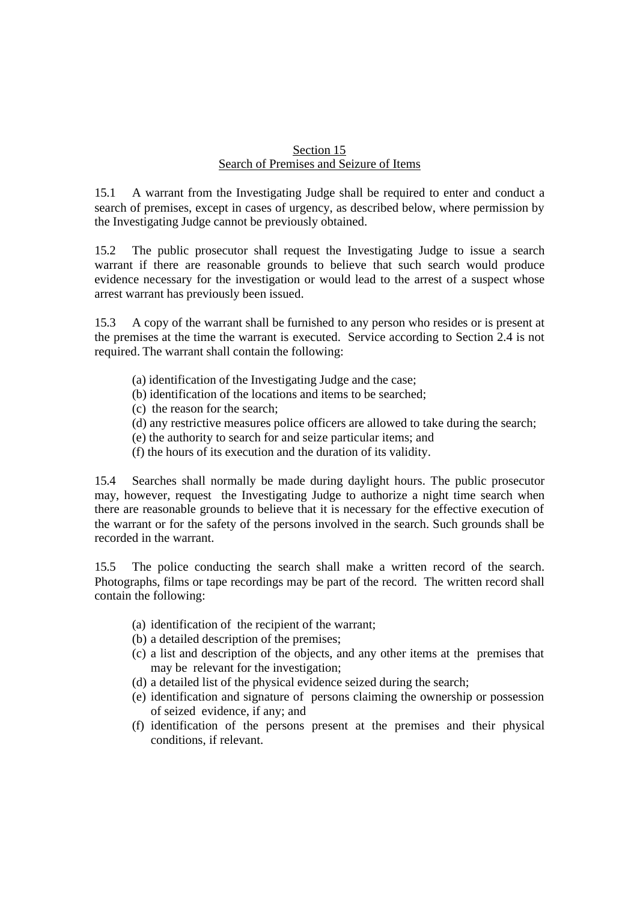## Section 15
## Search of Premises and Seizure of Items

15.1 A warrant from the Investigating Judge shall be required to enter and conduct a search of premises, except in cases of urgency, as described below, where permission by the Investigating Judge cannot be previously obtained.

15.2 The public prosecutor shall request the Investigating Judge to issue a search warrant if there are reasonable grounds to believe that such search would produce evidence necessary for the investigation or would lead to the arrest of a suspect whose arrest warrant has previously been issued.

15.3 A copy of the warrant shall be furnished to any person who resides or is present at the premises at the time the warrant is executed. Service according to Section 2.4 is not required. The warrant shall contain the following:

(a) identification of the Investigating Judge and the case;
(b) identification of the locations and items to be searched;
(c) the reason for the search;
(d) any restrictive measures police officers are allowed to take during the search;
(e) the authority to search for and seize particular items; and
(f) the hours of its execution and the duration of its validity.

15.4 Searches shall normally be made during daylight hours. The public prosecutor may, however, request the Investigating Judge to authorize a night time search when there are reasonable grounds to believe that it is necessary for the effective execution of the warrant or for the safety of the persons involved in the search. Such grounds shall be recorded in the warrant.

15.5 The police conducting the search shall make a written record of the search. Photographs, films or tape recordings may be part of the record. The written record shall contain the following:

(a) identification of the recipient of the warrant;
(b) a detailed description of the premises;
(c) a list and description of the objects, and any other items at the premises that may be relevant for the investigation;
(d) a detailed list of the physical evidence seized during the search;
(e) identification and signature of persons claiming the ownership or possession of seized evidence, if any; and
(f) identification of the persons present at the premises and their physical conditions, if relevant.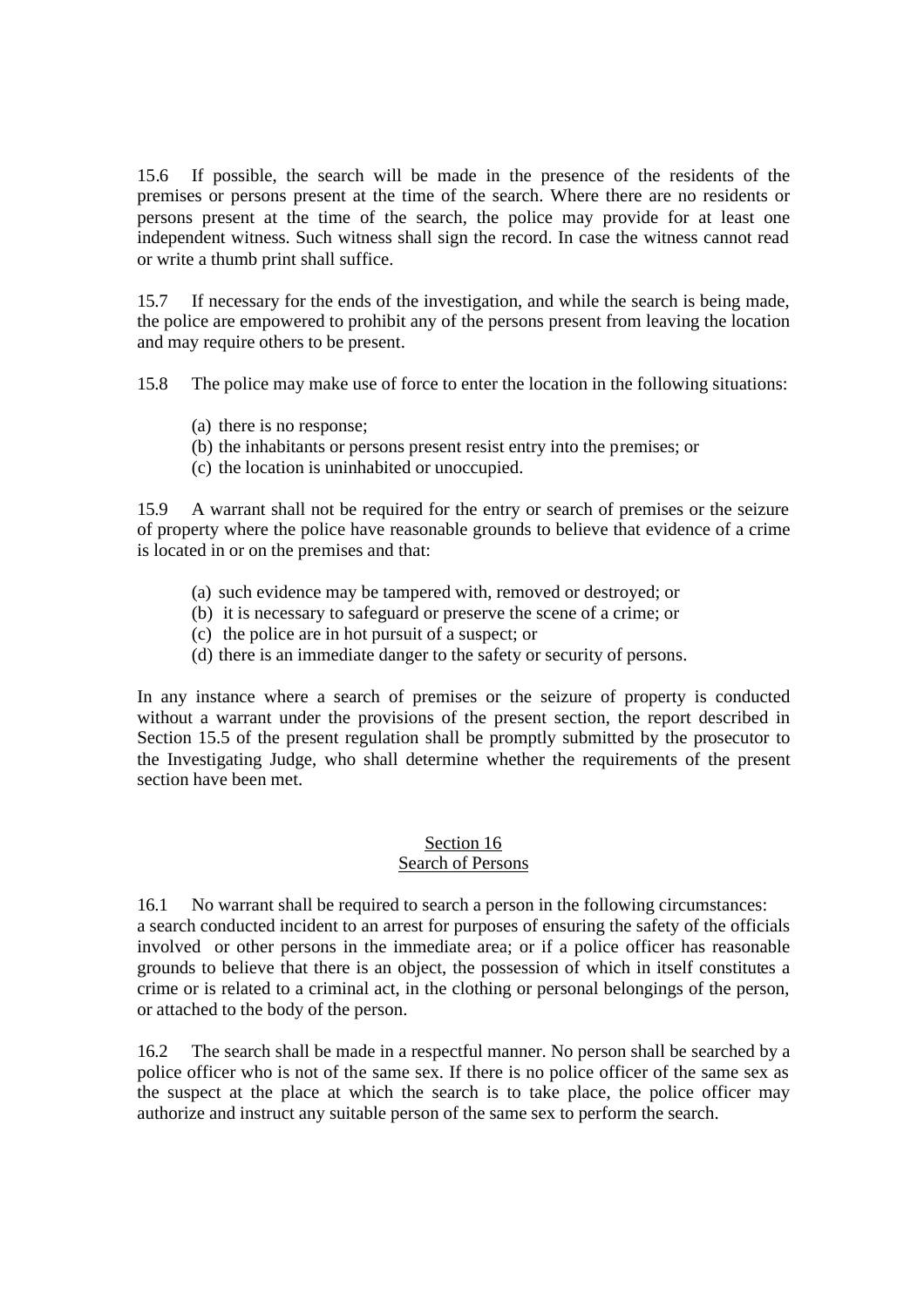15.6 If possible, the search will be made in the presence of the residents of the premises or persons present at the time of the search. Where there are no residents or persons present at the time of the search, the police may provide for at least one independent witness. Such witness shall sign the record. In case the witness cannot read or write a thumb print shall suffice.

15.7 If necessary for the ends of the investigation, and while the search is being made, the police are empowered to prohibit any of the persons present from leaving the location and may require others to be present.

15.8 The police may make use of force to enter the location in the following situations:

(a) there is no response;
(b) the inhabitants or persons present resist entry into the premises; or
(c) the location is uninhabited or unoccupied.

15.9 A warrant shall not be required for the entry or search of premises or the seizure of property where the police have reasonable grounds to believe that evidence of a crime is located in or on the premises and that:

(a) such evidence may be tampered with, removed or destroyed; or
(b) it is necessary to safeguard or preserve the scene of a crime; or
(c) the police are in hot pursuit of a suspect; or
(d) there is an immediate danger to the safety or security of persons.

In any instance where a search of premises or the seizure of property is conducted without a warrant under the provisions of the present section, the report described in Section 15.5 of the present regulation shall be promptly submitted by the prosecutor to the Investigating Judge, who shall determine whether the requirements of the present section have been met.

## Section 16
## Search of Persons

16.1 No warrant shall be required to search a person in the following circumstances: a search conducted incident to an arrest for purposes of ensuring the safety of the officials involved or other persons in the immediate area; or if a police officer has reasonable grounds to believe that there is an object, the possession of which in itself constitutes a crime or is related to a criminal act, in the clothing or personal belongings of the person, or attached to the body of the person.

16.2 The search shall be made in a respectful manner. No person shall be searched by a police officer who is not of the same sex. If there is no police officer of the same sex as the suspect at the place at which the search is to take place, the police officer may authorize and instruct any suitable person of the same sex to perform the search.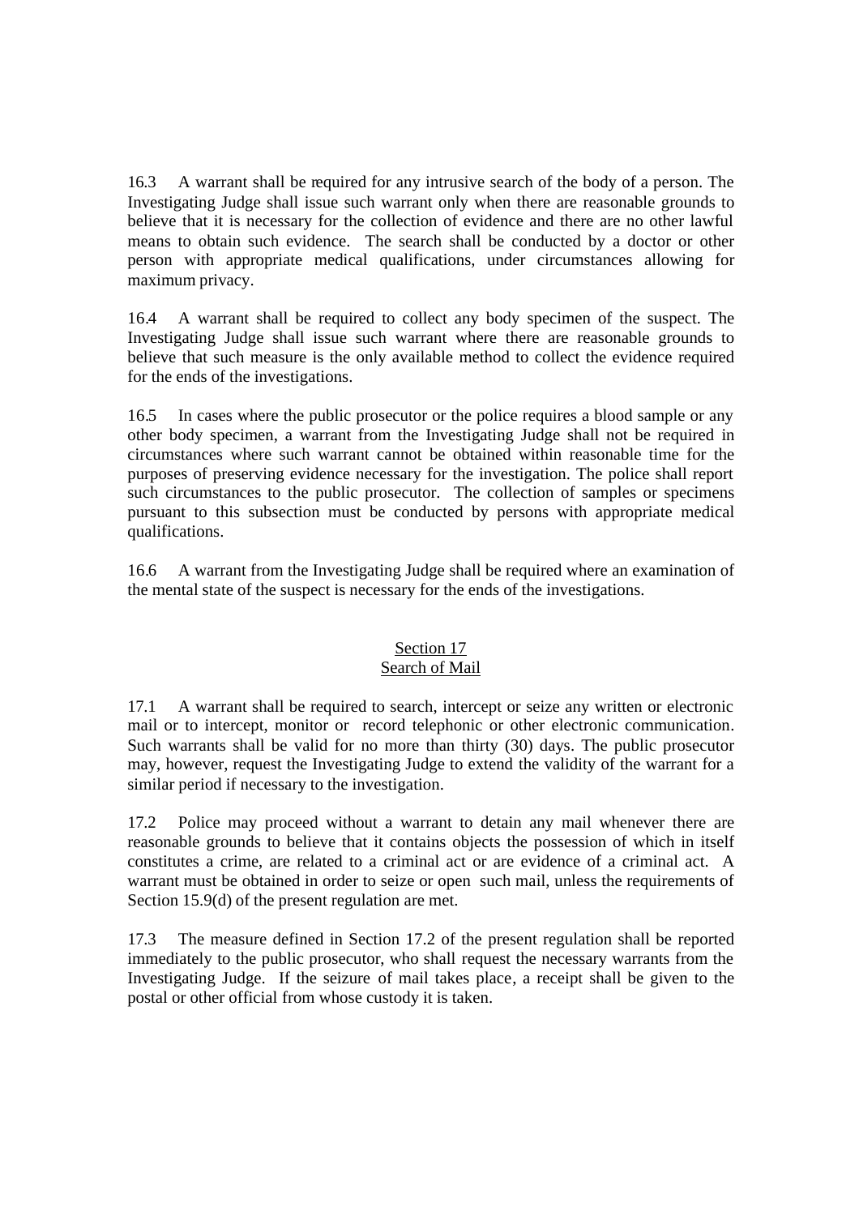16.3 A warrant shall be required for any intrusive search of the body of a person. The Investigating Judge shall issue such warrant only when there are reasonable grounds to believe that it is necessary for the collection of evidence and there are no other lawful means to obtain such evidence. The search shall be conducted by a doctor or other person with appropriate medical qualifications, under circumstances allowing for maximum privacy.

16.4 A warrant shall be required to collect any body specimen of the suspect. The Investigating Judge shall issue such warrant where there are reasonable grounds to believe that such measure is the only available method to collect the evidence required for the ends of the investigations.

16.5 In cases where the public prosecutor or the police requires a blood sample or any other body specimen, a warrant from the Investigating Judge shall not be required in circumstances where such warrant cannot be obtained within reasonable time for the purposes of preserving evidence necessary for the investigation. The police shall report such circumstances to the public prosecutor. The collection of samples or specimens pursuant to this subsection must be conducted by persons with appropriate medical qualifications.

16.6 A warrant from the Investigating Judge shall be required where an examination of the mental state of the suspect is necessary for the ends of the investigations.

## Section 17
## Search of Mail

17.1 A warrant shall be required to search, intercept or seize any written or electronic mail or to intercept, monitor or record telephonic or other electronic communication. Such warrants shall be valid for no more than thirty (30) days. The public prosecutor may, however, request the Investigating Judge to extend the validity of the warrant for a similar period if necessary to the investigation.

17.2 Police may proceed without a warrant to detain any mail whenever there are reasonable grounds to believe that it contains objects the possession of which in itself constitutes a crime, are related to a criminal act or are evidence of a criminal act. A warrant must be obtained in order to seize or open such mail, unless the requirements of Section 15.9(d) of the present regulation are met.

17.3 The measure defined in Section 17.2 of the present regulation shall be reported immediately to the public prosecutor, who shall request the necessary warrants from the Investigating Judge. If the seizure of mail takes place, a receipt shall be given to the postal or other official from whose custody it is taken.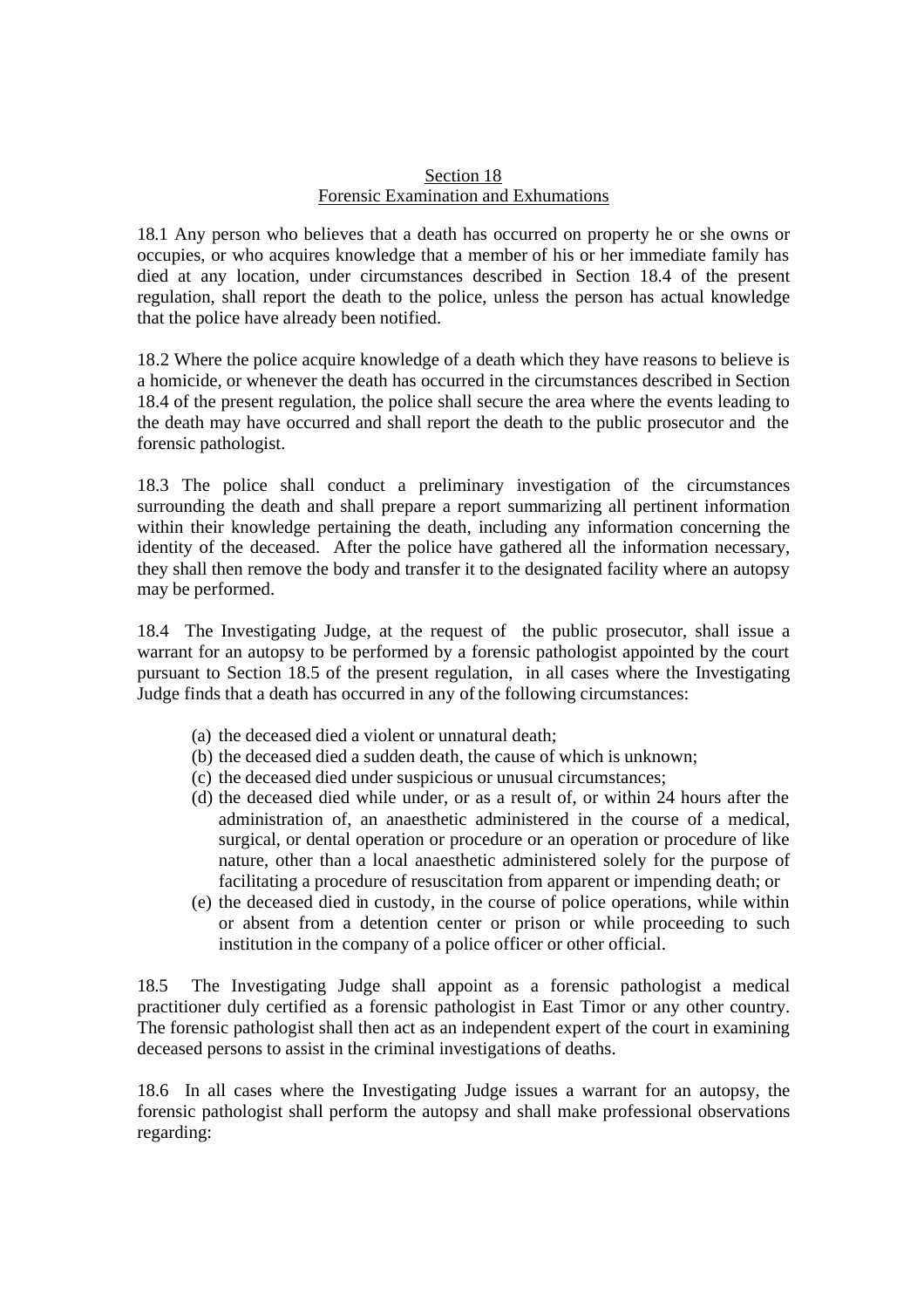## Section 18
## Forensic Examination and Exhumations

18.1 Any person who believes that a death has occurred on property he or she owns or occupies, or who acquires knowledge that a member of his or her immediate family has died at any location, under circumstances described in Section 18.4 of the present regulation, shall report the death to the police, unless the person has actual knowledge that the police have already been notified.

18.2 Where the police acquire knowledge of a death which they have reasons to believe is a homicide, or whenever the death has occurred in the circumstances described in Section 18.4 of the present regulation, the police shall secure the area where the events leading to the death may have occurred and shall report the death to the public prosecutor and the forensic pathologist.

18.3 The police shall conduct a preliminary investigation of the circumstances surrounding the death and shall prepare a report summarizing all pertinent information within their knowledge pertaining the death, including any information concerning the identity of the deceased. After the police have gathered all the information necessary, they shall then remove the body and transfer it to the designated facility where an autopsy may be performed.

18.4 The Investigating Judge, at the request of the public prosecutor, shall issue a warrant for an autopsy to be performed by a forensic pathologist appointed by the court pursuant to Section 18.5 of the present regulation, in all cases where the Investigating Judge finds that a death has occurred in any of the following circumstances:

(a) the deceased died a violent or unnatural death;
(b) the deceased died a sudden death, the cause of which is unknown;
(c) the deceased died under suspicious or unusual circumstances;
(d) the deceased died while under, or as a result of, or within 24 hours after the administration of, an anaesthetic administered in the course of a medical, surgical, or dental operation or procedure or an operation or procedure of like nature, other than a local anaesthetic administered solely for the purpose of facilitating a procedure of resuscitation from apparent or impending death; or
(e) the deceased died in custody, in the course of police operations, while within or absent from a detention center or prison or while proceeding to such institution in the company of a police officer or other official.

18.5 The Investigating Judge shall appoint as a forensic pathologist a medical practitioner duly certified as a forensic pathologist in East Timor or any other country. The forensic pathologist shall then act as an independent expert of the court in examining deceased persons to assist in the criminal investigations of deaths.

18.6 In all cases where the Investigating Judge issues a warrant for an autopsy, the forensic pathologist shall perform the autopsy and shall make professional observations regarding: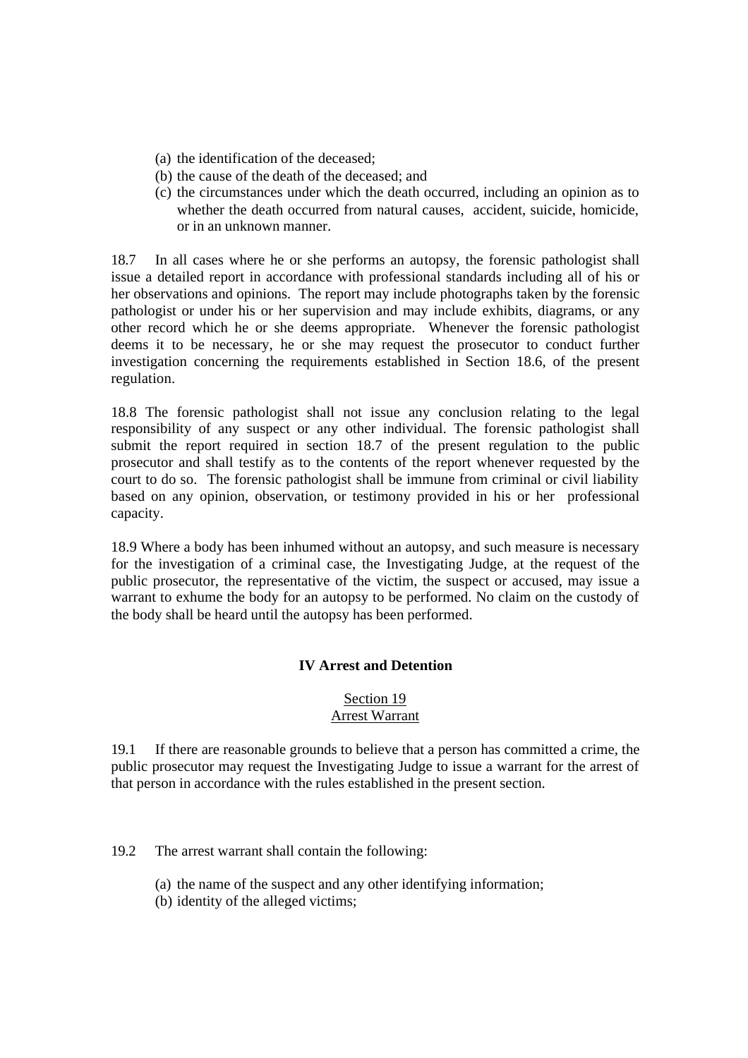(a) the identification of the deceased;
(b) the cause of the death of the deceased; and
(c) the circumstances under which the death occurred, including an opinion as to whether the death occurred from natural causes, accident, suicide, homicide, or in an unknown manner.

18.7 In all cases where he or she performs an autopsy, the forensic pathologist shall issue a detailed report in accordance with professional standards including all of his or her observations and opinions. The report may include photographs taken by the forensic pathologist or under his or her supervision and may include exhibits, diagrams, or any other record which he or she deems appropriate. Whenever the forensic pathologist deems it to be necessary, he or she may request the prosecutor to conduct further investigation concerning the requirements established in Section 18.6, of the present regulation.

18.8 The forensic pathologist shall not issue any conclusion relating to the legal responsibility of any suspect or any other individual. The forensic pathologist shall submit the report required in section 18.7 of the present regulation to the public prosecutor and shall testify as to the contents of the report whenever requested by the court to do so. The forensic pathologist shall be immune from criminal or civil liability based on any opinion, observation, or testimony provided in his or her professional capacity.

18.9 Where a body has been inhumed without an autopsy, and such measure is necessary for the investigation of a criminal case, the Investigating Judge, at the request of the public prosecutor, the representative of the victim, the suspect or accused, may issue a warrant to exhume the body for an autopsy to be performed. No claim on the custody of the body shall be heard until the autopsy has been performed.

## IV Arrest and Detention

### Section 19
### Arrest Warrant

19.1 If there are reasonable grounds to believe that a person has committed a crime, the public prosecutor may request the Investigating Judge to issue a warrant for the arrest of that person in accordance with the rules established in the present section.

19.2 The arrest warrant shall contain the following:

(a) the name of the suspect and any other identifying information;
(b) identity of the alleged victims;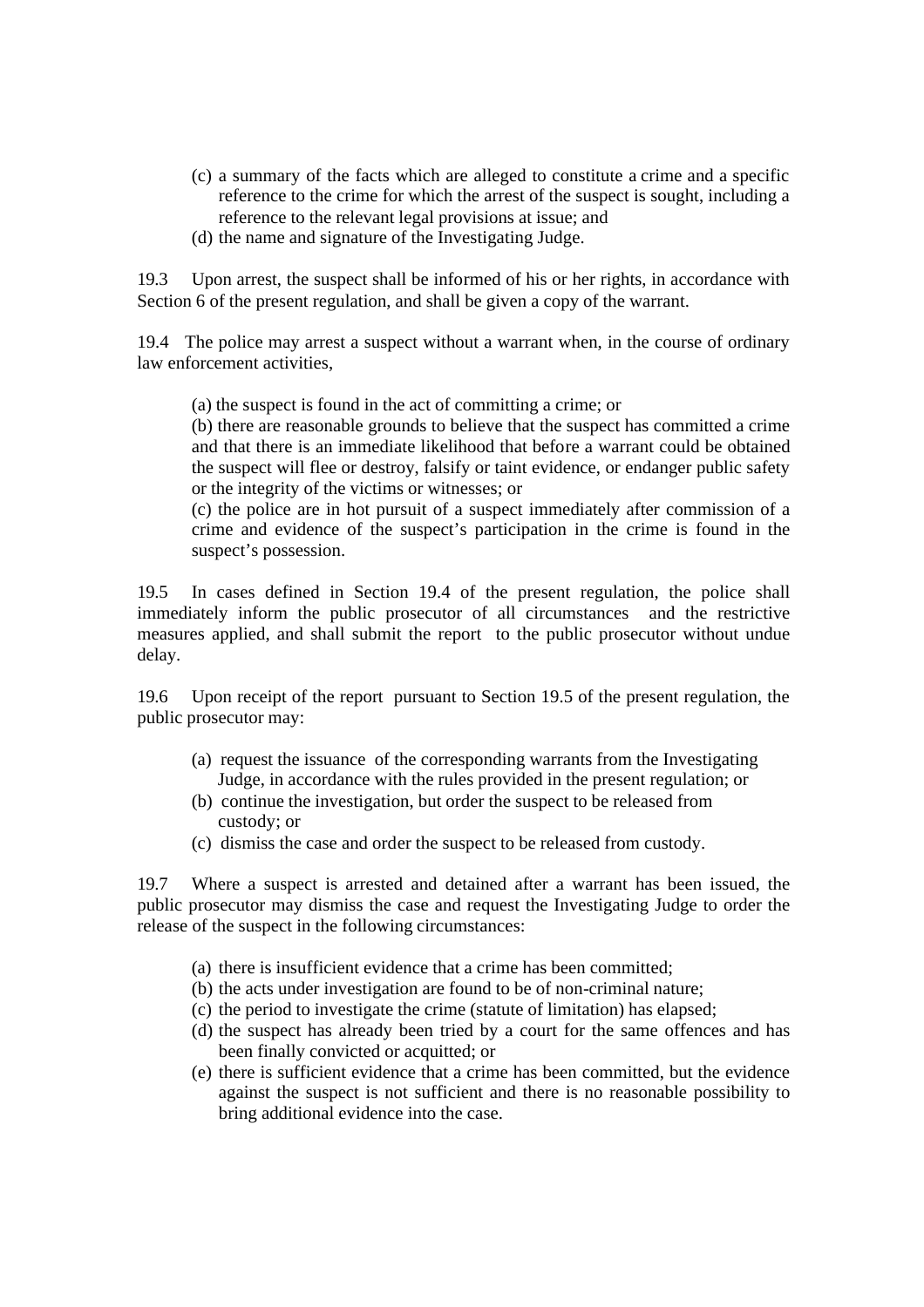(c) a summary of the facts which are alleged to constitute a crime and a specific reference to the crime for which the arrest of the suspect is sought, including a reference to the relevant legal provisions at issue; and
(d) the name and signature of the Investigating Judge.

19.3 Upon arrest, the suspect shall be informed of his or her rights, in accordance with Section 6 of the present regulation, and shall be given a copy of the warrant.

19.4 The police may arrest a suspect without a warrant when, in the course of ordinary law enforcement activities,

(a) the suspect is found in the act of committing a crime; or
(b) there are reasonable grounds to believe that the suspect has committed a crime and that there is an immediate likelihood that before a warrant could be obtained the suspect will flee or destroy, falsify or taint evidence, or endanger public safety or the integrity of the victims or witnesses; or
(c) the police are in hot pursuit of a suspect immediately after commission of a crime and evidence of the suspect's participation in the crime is found in the suspect's possession.

19.5 In cases defined in Section 19.4 of the present regulation, the police shall immediately inform the public prosecutor of all circumstances and the restrictive measures applied, and shall submit the report to the public prosecutor without undue delay.

19.6 Upon receipt of the report pursuant to Section 19.5 of the present regulation, the public prosecutor may:

(a) request the issuance of the corresponding warrants from the Investigating Judge, in accordance with the rules provided in the present regulation; or
(b) continue the investigation, but order the suspect to be released from custody; or
(c) dismiss the case and order the suspect to be released from custody.

19.7 Where a suspect is arrested and detained after a warrant has been issued, the public prosecutor may dismiss the case and request the Investigating Judge to order the release of the suspect in the following circumstances:

(a) there is insufficient evidence that a crime has been committed;
(b) the acts under investigation are found to be of non-criminal nature;
(c) the period to investigate the crime (statute of limitation) has elapsed;
(d) the suspect has already been tried by a court for the same offences and has been finally convicted or acquitted; or
(e) there is sufficient evidence that a crime has been committed, but the evidence against the suspect is not sufficient and there is no reasonable possibility to bring additional evidence into the case.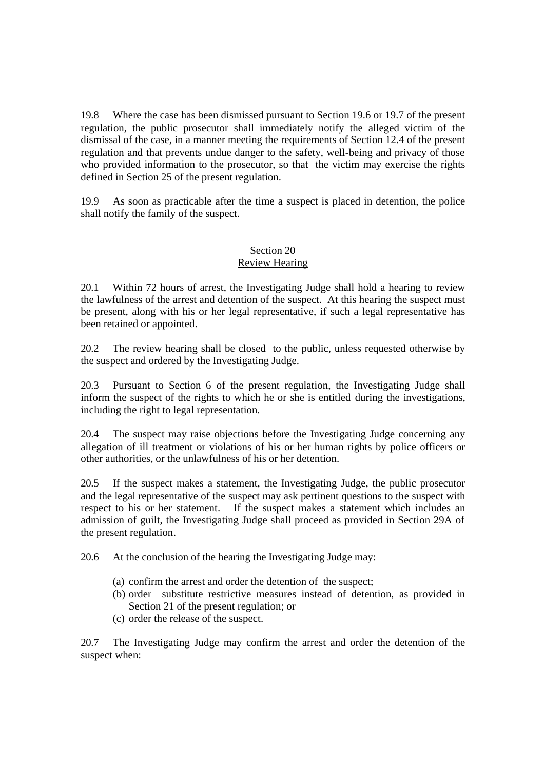19.8 Where the case has been dismissed pursuant to Section 19.6 or 19.7 of the present regulation, the public prosecutor shall immediately notify the alleged victim of the dismissal of the case, in a manner meeting the requirements of Section 12.4 of the present regulation and that prevents undue danger to the safety, well-being and privacy of those who provided information to the prosecutor, so that the victim may exercise the rights defined in Section 25 of the present regulation.

19.9 As soon as practicable after the time a suspect is placed in detention, the police shall notify the family of the suspect.

## Section 20
## Review Hearing

20.1 Within 72 hours of arrest, the Investigating Judge shall hold a hearing to review the lawfulness of the arrest and detention of the suspect. At this hearing the suspect must be present, along with his or her legal representative, if such a legal representative has been retained or appointed.

20.2 The review hearing shall be closed to the public, unless requested otherwise by the suspect and ordered by the Investigating Judge.

20.3 Pursuant to Section 6 of the present regulation, the Investigating Judge shall inform the suspect of the rights to which he or she is entitled during the investigations, including the right to legal representation.

20.4 The suspect may raise objections before the Investigating Judge concerning any allegation of ill treatment or violations of his or her human rights by police officers or other authorities, or the unlawfulness of his or her detention.

20.5 If the suspect makes a statement, the Investigating Judge, the public prosecutor and the legal representative of the suspect may ask pertinent questions to the suspect with respect to his or her statement. If the suspect makes a statement which includes an admission of guilt, the Investigating Judge shall proceed as provided in Section 29A of the present regulation.

20.6 At the conclusion of the hearing the Investigating Judge may:

(a) confirm the arrest and order the detention of the suspect;
(b) order substitute restrictive measures instead of detention, as provided in Section 21 of the present regulation; or
(c) order the release of the suspect.

20.7 The Investigating Judge may confirm the arrest and order the detention of the suspect when: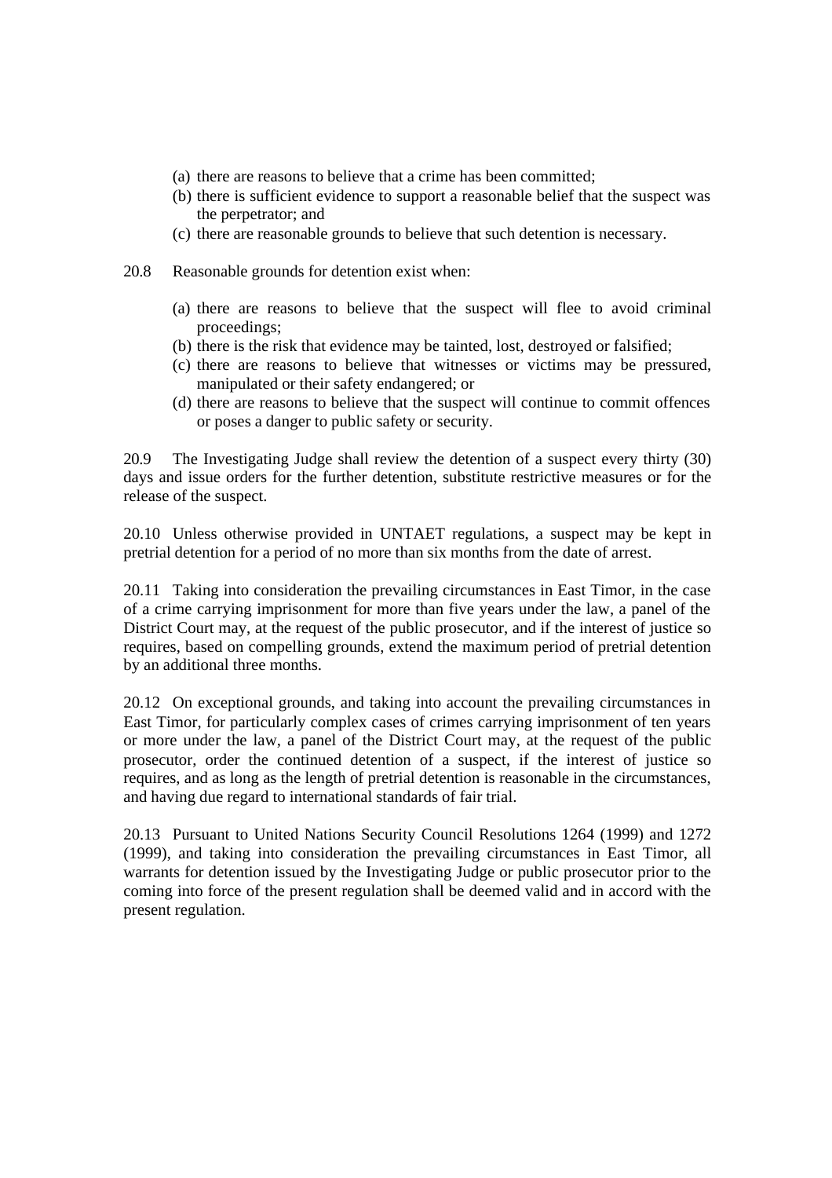(a) there are reasons to believe that a crime has been committed;
(b) there is sufficient evidence to support a reasonable belief that the suspect was the perpetrator; and
(c) there are reasonable grounds to believe that such detention is necessary.

20.8 Reasonable grounds for detention exist when:

(a) there are reasons to believe that the suspect will flee to avoid criminal proceedings;
(b) there is the risk that evidence may be tainted, lost, destroyed or falsified;
(c) there are reasons to believe that witnesses or victims may be pressured, manipulated or their safety endangered; or
(d) there are reasons to believe that the suspect will continue to commit offences or poses a danger to public safety or security.

20.9 The Investigating Judge shall review the detention of a suspect every thirty (30) days and issue orders for the further detention, substitute restrictive measures or for the release of the suspect.

20.10 Unless otherwise provided in UNTAET regulations, a suspect may be kept in pretrial detention for a period of no more than six months from the date of arrest.

20.11 Taking into consideration the prevailing circumstances in East Timor, in the case of a crime carrying imprisonment for more than five years under the law, a panel of the District Court may, at the request of the public prosecutor, and if the interest of justice so requires, based on compelling grounds, extend the maximum period of pretrial detention by an additional three months.

20.12 On exceptional grounds, and taking into account the prevailing circumstances in East Timor, for particularly complex cases of crimes carrying imprisonment of ten years or more under the law, a panel of the District Court may, at the request of the public prosecutor, order the continued detention of a suspect, if the interest of justice so requires, and as long as the length of pretrial detention is reasonable in the circumstances, and having due regard to international standards of fair trial.

20.13 Pursuant to United Nations Security Council Resolutions 1264 (1999) and 1272 (1999), and taking into consideration the prevailing circumstances in East Timor, all warrants for detention issued by the Investigating Judge or public prosecutor prior to the coming into force of the present regulation shall be deemed valid and in accord with the present regulation.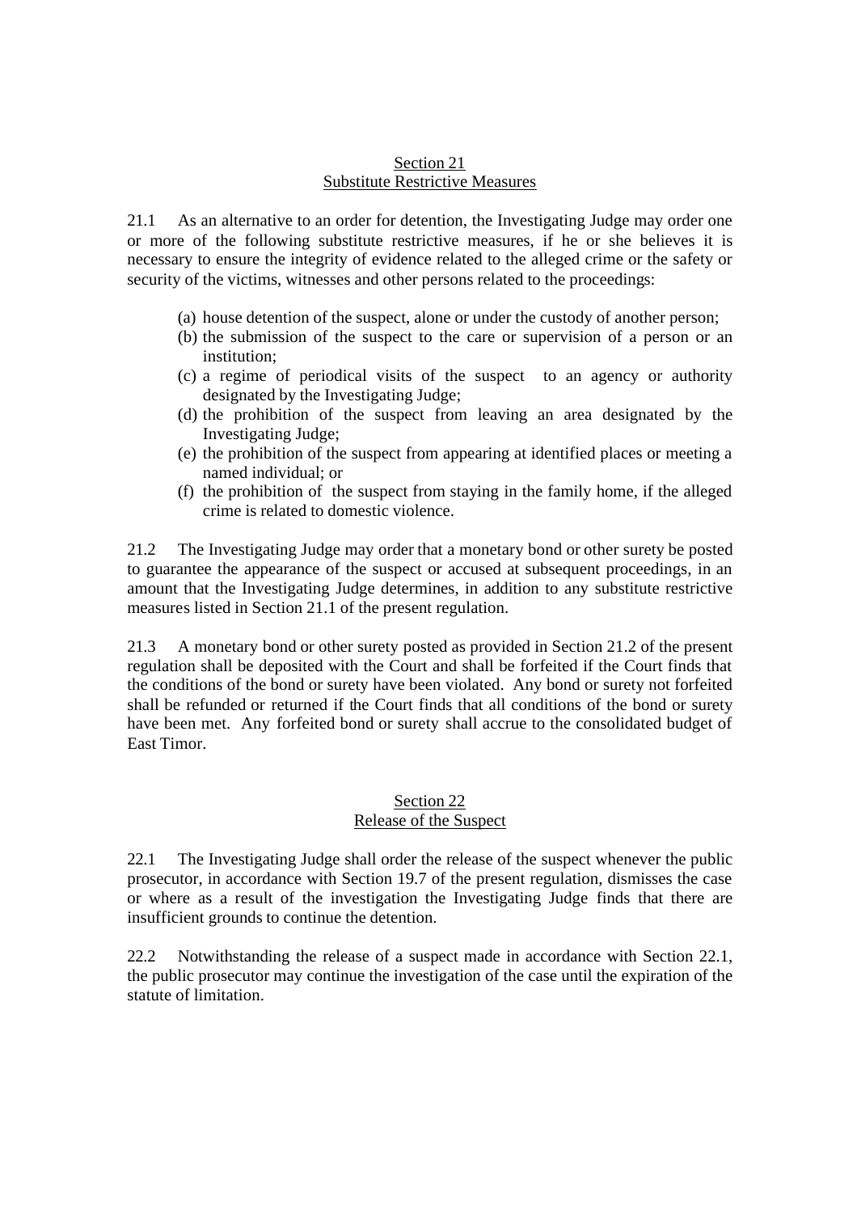## Section 21
## Substitute Restrictive Measures

21.1 As an alternative to an order for detention, the Investigating Judge may order one or more of the following substitute restrictive measures, if he or she believes it is necessary to ensure the integrity of evidence related to the alleged crime or the safety or security of the victims, witnesses and other persons related to the proceedings:

(a) house detention of the suspect, alone or under the custody of another person;
(b) the submission of the suspect to the care or supervision of a person or an institution;
(c) a regime of periodical visits of the suspect to an agency or authority designated by the Investigating Judge;
(d) the prohibition of the suspect from leaving an area designated by the Investigating Judge;
(e) the prohibition of the suspect from appearing at identified places or meeting a named individual; or
(f) the prohibition of the suspect from staying in the family home, if the alleged crime is related to domestic violence.

21.2 The Investigating Judge may order that a monetary bond or other surety be posted to guarantee the appearance of the suspect or accused at subsequent proceedings, in an amount that the Investigating Judge determines, in addition to any substitute restrictive measures listed in Section 21.1 of the present regulation.

21.3 A monetary bond or other surety posted as provided in Section 21.2 of the present regulation shall be deposited with the Court and shall be forfeited if the Court finds that the conditions of the bond or surety have been violated. Any bond or surety not forfeited shall be refunded or returned if the Court finds that all conditions of the bond or surety have been met. Any forfeited bond or surety shall accrue to the consolidated budget of East Timor.

## Section 22
## Release of the Suspect

22.1 The Investigating Judge shall order the release of the suspect whenever the public prosecutor, in accordance with Section 19.7 of the present regulation, dismisses the case or where as a result of the investigation the Investigating Judge finds that there are insufficient grounds to continue the detention.

22.2 Notwithstanding the release of a suspect made in accordance with Section 22.1, the public prosecutor may continue the investigation of the case until the expiration of the statute of limitation.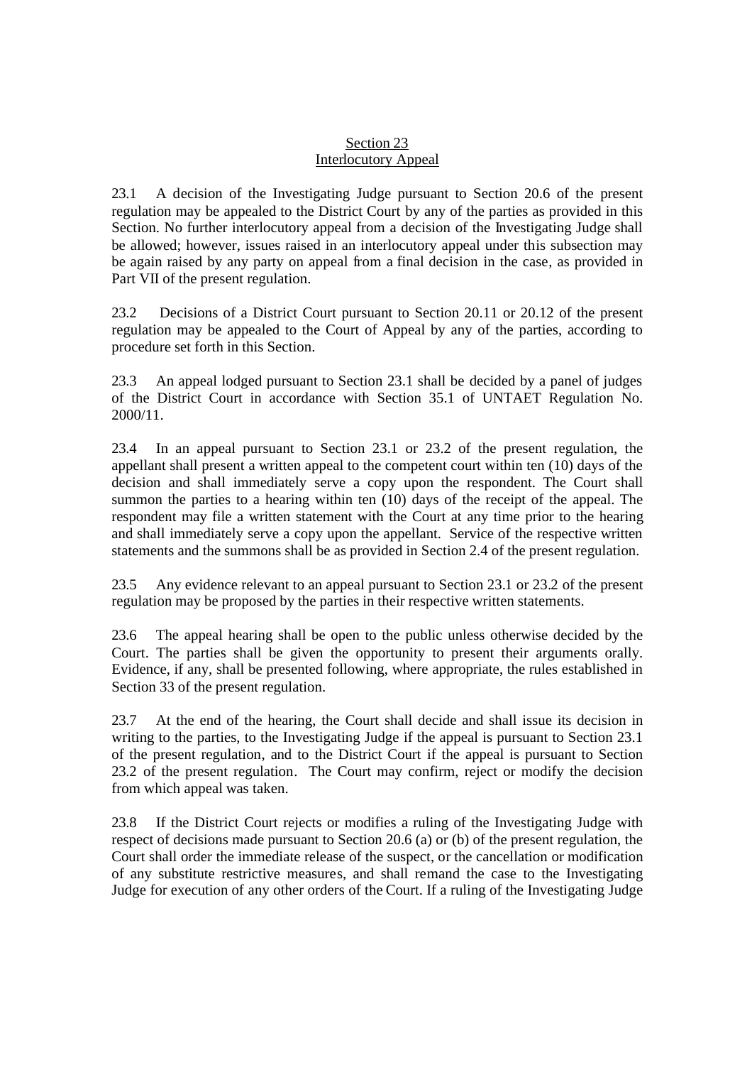## Section 23
## Interlocutory Appeal

23.1 A decision of the Investigating Judge pursuant to Section 20.6 of the present regulation may be appealed to the District Court by any of the parties as provided in this Section. No further interlocutory appeal from a decision of the Investigating Judge shall be allowed; however, issues raised in an interlocutory appeal under this subsection may be again raised by any party on appeal from a final decision in the case, as provided in Part VII of the present regulation.

23.2 Decisions of a District Court pursuant to Section 20.11 or 20.12 of the present regulation may be appealed to the Court of Appeal by any of the parties, according to procedure set forth in this Section.

23.3 An appeal lodged pursuant to Section 23.1 shall be decided by a panel of judges of the District Court in accordance with Section 35.1 of UNTAET Regulation No. 2000/11.

23.4 In an appeal pursuant to Section 23.1 or 23.2 of the present regulation, the appellant shall present a written appeal to the competent court within ten (10) days of the decision and shall immediately serve a copy upon the respondent. The Court shall summon the parties to a hearing within ten (10) days of the receipt of the appeal. The respondent may file a written statement with the Court at any time prior to the hearing and shall immediately serve a copy upon the appellant. Service of the respective written statements and the summons shall be as provided in Section 2.4 of the present regulation.

23.5 Any evidence relevant to an appeal pursuant to Section 23.1 or 23.2 of the present regulation may be proposed by the parties in their respective written statements.

23.6 The appeal hearing shall be open to the public unless otherwise decided by the Court. The parties shall be given the opportunity to present their arguments orally. Evidence, if any, shall be presented following, where appropriate, the rules established in Section 33 of the present regulation.

23.7 At the end of the hearing, the Court shall decide and shall issue its decision in writing to the parties, to the Investigating Judge if the appeal is pursuant to Section 23.1 of the present regulation, and to the District Court if the appeal is pursuant to Section 23.2 of the present regulation. The Court may confirm, reject or modify the decision from which appeal was taken.

23.8 If the District Court rejects or modifies a ruling of the Investigating Judge with respect of decisions made pursuant to Section 20.6 (a) or (b) of the present regulation, the Court shall order the immediate release of the suspect, or the cancellation or modification of any substitute restrictive measures, and shall remand the case to the Investigating Judge for execution of any other orders of the Court. If a ruling of the Investigating Judge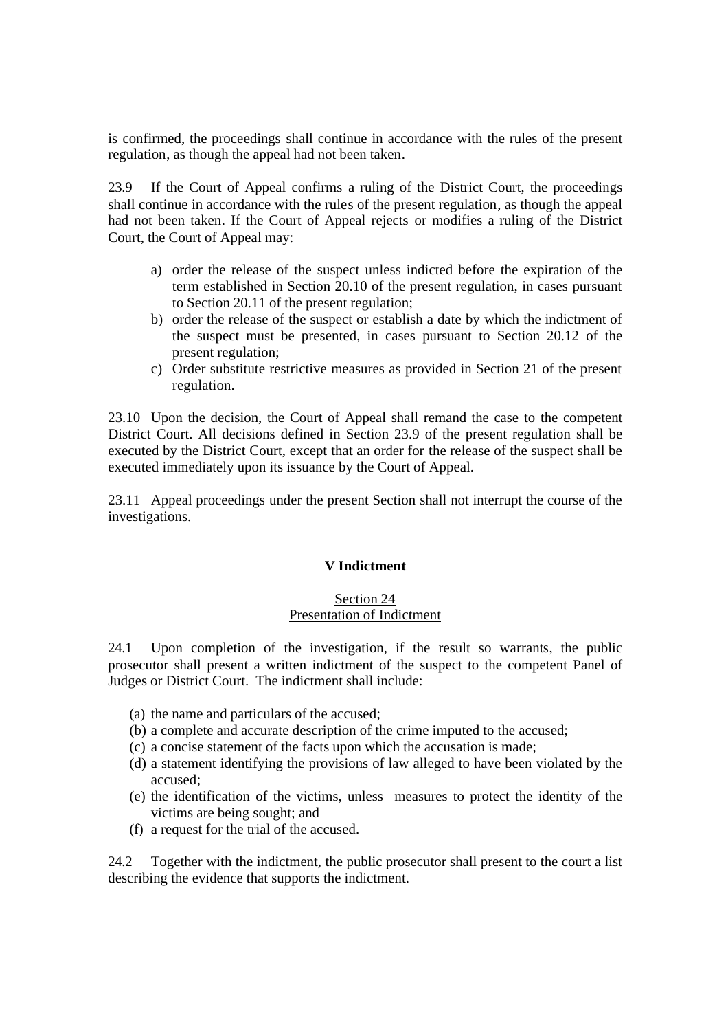is confirmed, the proceedings shall continue in accordance with the rules of the present regulation, as though the appeal had not been taken.

23.9 If the Court of Appeal confirms a ruling of the District Court, the proceedings shall continue in accordance with the rules of the present regulation, as though the appeal had not been taken. If the Court of Appeal rejects or modifies a ruling of the District Court, the Court of Appeal may:

a) order the release of the suspect unless indicted before the expiration of the term established in Section 20.10 of the present regulation, in cases pursuant to Section 20.11 of the present regulation;
b) order the release of the suspect or establish a date by which the indictment of the suspect must be presented, in cases pursuant to Section 20.12 of the present regulation;
c) Order substitute restrictive measures as provided in Section 21 of the present regulation.

23.10 Upon the decision, the Court of Appeal shall remand the case to the competent District Court. All decisions defined in Section 23.9 of the present regulation shall be executed by the District Court, except that an order for the release of the suspect shall be executed immediately upon its issuance by the Court of Appeal.

23.11 Appeal proceedings under the present Section shall not interrupt the course of the investigations.

## V Indictment

### Section 24
### Presentation of Indictment

24.1 Upon completion of the investigation, if the result so warrants, the public prosecutor shall present a written indictment of the suspect to the competent Panel of Judges or District Court. The indictment shall include:

(a) the name and particulars of the accused;
(b) a complete and accurate description of the crime imputed to the accused;
(c) a concise statement of the facts upon which the accusation is made;
(d) a statement identifying the provisions of law alleged to have been violated by the accused;
(e) the identification of the victims, unless measures to protect the identity of the victims are being sought; and
(f) a request for the trial of the accused.

24.2 Together with the indictment, the public prosecutor shall present to the court a list describing the evidence that supports the indictment.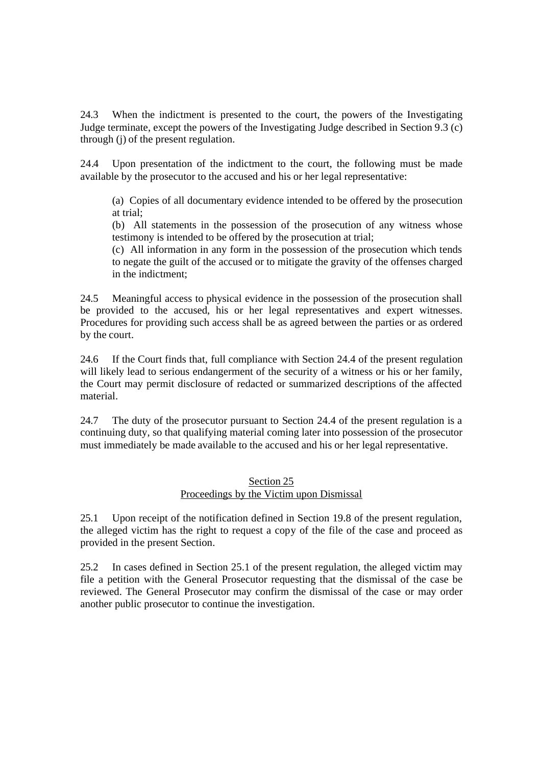24.3 When the indictment is presented to the court, the powers of the Investigating Judge terminate, except the powers of the Investigating Judge described in Section 9.3 (c) through (j) of the present regulation.

24.4 Upon presentation of the indictment to the court, the following must be made available by the prosecutor to the accused and his or her legal representative:

> (a) Copies of all documentary evidence intended to be offered by the prosecution at trial;
> (b) All statements in the possession of the prosecution of any witness whose testimony is intended to be offered by the prosecution at trial;
> (c) All information in any form in the possession of the prosecution which tends to negate the guilt of the accused or to mitigate the gravity of the offenses charged in the indictment;

24.5 Meaningful access to physical evidence in the possession of the prosecution shall be provided to the accused, his or her legal representatives and expert witnesses. Procedures for providing such access shall be as agreed between the parties or as ordered by the court.

24.6 If the Court finds that, full compliance with Section 24.4 of the present regulation will likely lead to serious endangerment of the security of a witness or his or her family, the Court may permit disclosure of redacted or summarized descriptions of the affected material.

24.7 The duty of the prosecutor pursuant to Section 24.4 of the present regulation is a continuing duty, so that qualifying material coming later into possession of the prosecutor must immediately be made available to the accused and his or her legal representative.

## Section 25
## Proceedings by the Victim upon Dismissal

25.1 Upon receipt of the notification defined in Section 19.8 of the present regulation, the alleged victim has the right to request a copy of the file of the case and proceed as provided in the present Section.

25.2 In cases defined in Section 25.1 of the present regulation, the alleged victim may file a petition with the General Prosecutor requesting that the dismissal of the case be reviewed. The General Prosecutor may confirm the dismissal of the case or may order another public prosecutor to continue the investigation.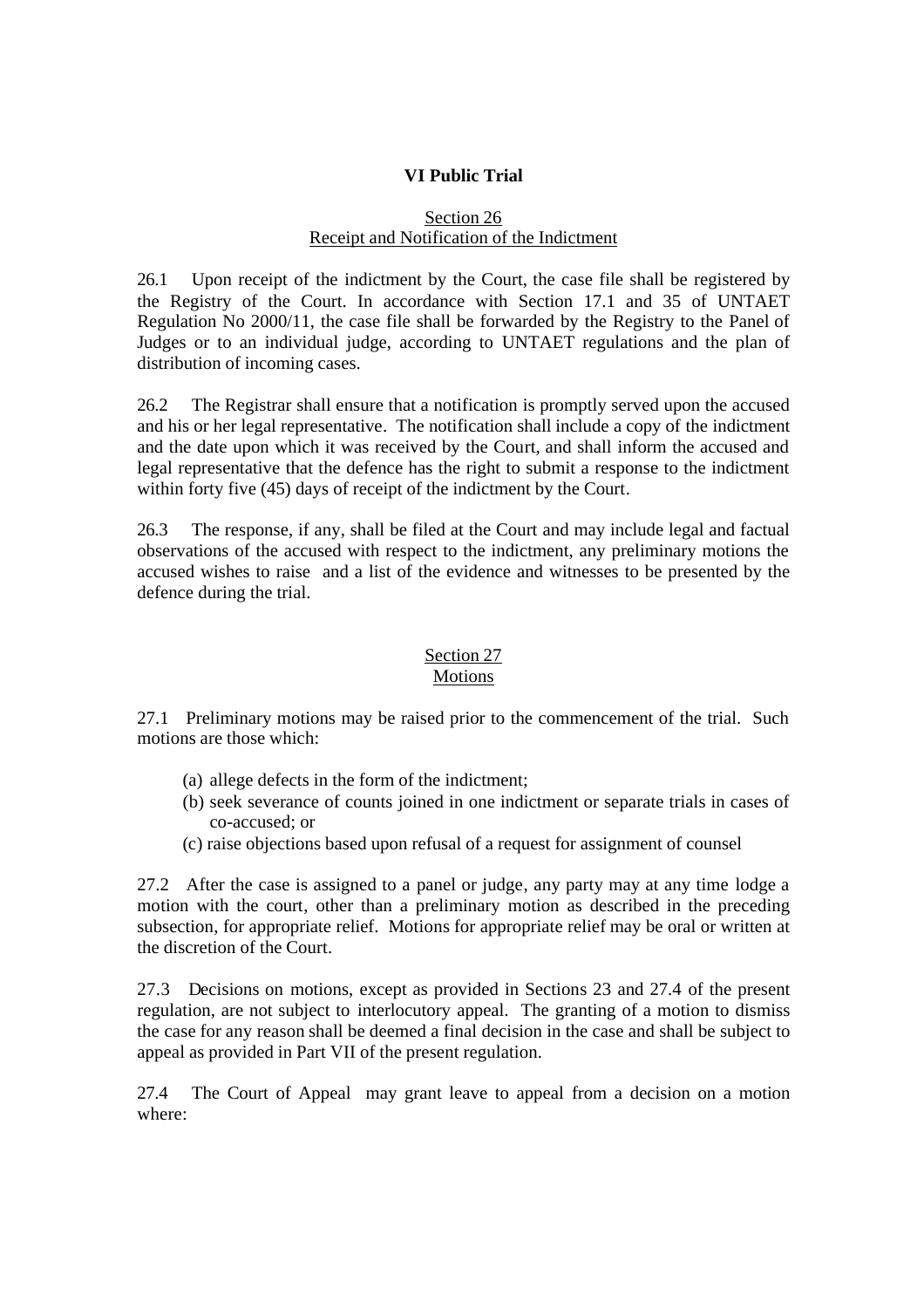## VI Public Trial

### Section 26
### Receipt and Notification of the Indictment

26.1 Upon receipt of the indictment by the Court, the case file shall be registered by the Registry of the Court. In accordance with Section 17.1 and 35 of UNTAET Regulation No 2000/11, the case file shall be forwarded by the Registry to the Panel of Judges or to an individual judge, according to UNTAET regulations and the plan of distribution of incoming cases.

26.2 The Registrar shall ensure that a notification is promptly served upon the accused and his or her legal representative. The notification shall include a copy of the indictment and the date upon which it was received by the Court, and shall inform the accused and legal representative that the defence has the right to submit a response to the indictment within forty five (45) days of receipt of the indictment by the Court.

26.3 The response, if any, shall be filed at the Court and may include legal and factual observations of the accused with respect to the indictment, any preliminary motions the accused wishes to raise and a list of the evidence and witnesses to be presented by the defence during the trial.

### Section 27
### Motions

27.1 Preliminary motions may be raised prior to the commencement of the trial. Such motions are those which:

(a) allege defects in the form of the indictment;
(b) seek severance of counts joined in one indictment or separate trials in cases of co-accused; or
(c) raise objections based upon refusal of a request for assignment of counsel

27.2 After the case is assigned to a panel or judge, any party may at any time lodge a motion with the court, other than a preliminary motion as described in the preceding subsection, for appropriate relief. Motions for appropriate relief may be oral or written at the discretion of the Court.

27.3 Decisions on motions, except as provided in Sections 23 and 27.4 of the present regulation, are not subject to interlocutory appeal. The granting of a motion to dismiss the case for any reason shall be deemed a final decision in the case and shall be subject to appeal as provided in Part VII of the present regulation.

27.4 The Court of Appeal may grant leave to appeal from a decision on a motion where: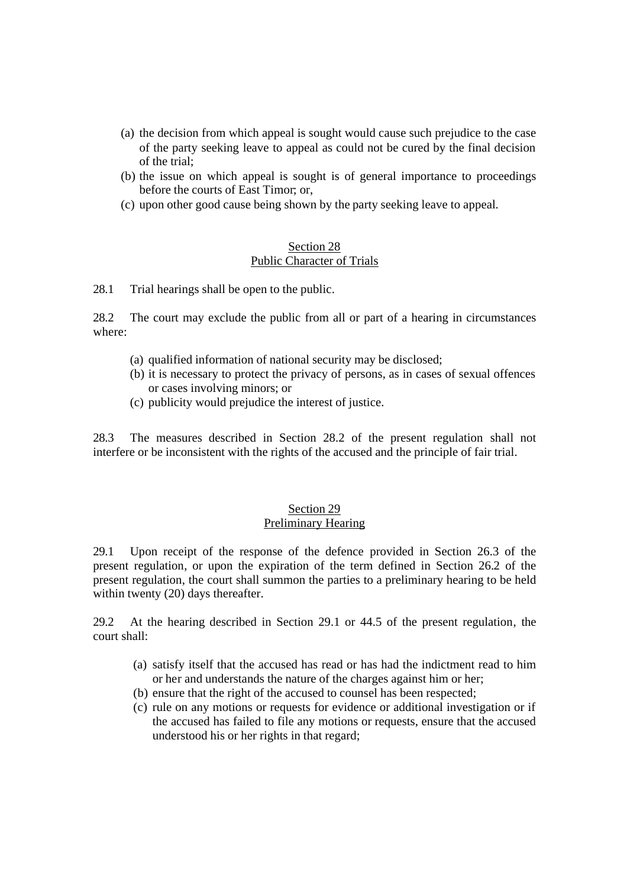(a) the decision from which appeal is sought would cause such prejudice to the case of the party seeking leave to appeal as could not be cured by the final decision of the trial;
(b) the issue on which appeal is sought is of general importance to proceedings before the courts of East Timor; or,
(c) upon other good cause being shown by the party seeking leave to appeal.

## Section 28
## Public Character of Trials

28.1 Trial hearings shall be open to the public.

28.2 The court may exclude the public from all or part of a hearing in circumstances where:

(a) qualified information of national security may be disclosed;
(b) it is necessary to protect the privacy of persons, as in cases of sexual offences or cases involving minors; or
(c) publicity would prejudice the interest of justice.

28.3 The measures described in Section 28.2 of the present regulation shall not interfere or be inconsistent with the rights of the accused and the principle of fair trial.

## Section 29
## Preliminary Hearing

29.1 Upon receipt of the response of the defence provided in Section 26.3 of the present regulation, or upon the expiration of the term defined in Section 26.2 of the present regulation, the court shall summon the parties to a preliminary hearing to be held within twenty (20) days thereafter.

29.2 At the hearing described in Section 29.1 or 44.5 of the present regulation, the court shall:

(a) satisfy itself that the accused has read or has had the indictment read to him or her and understands the nature of the charges against him or her;
(b) ensure that the right of the accused to counsel has been respected;
(c) rule on any motions or requests for evidence or additional investigation or if the accused has failed to file any motions or requests, ensure that the accused understood his or her rights in that regard;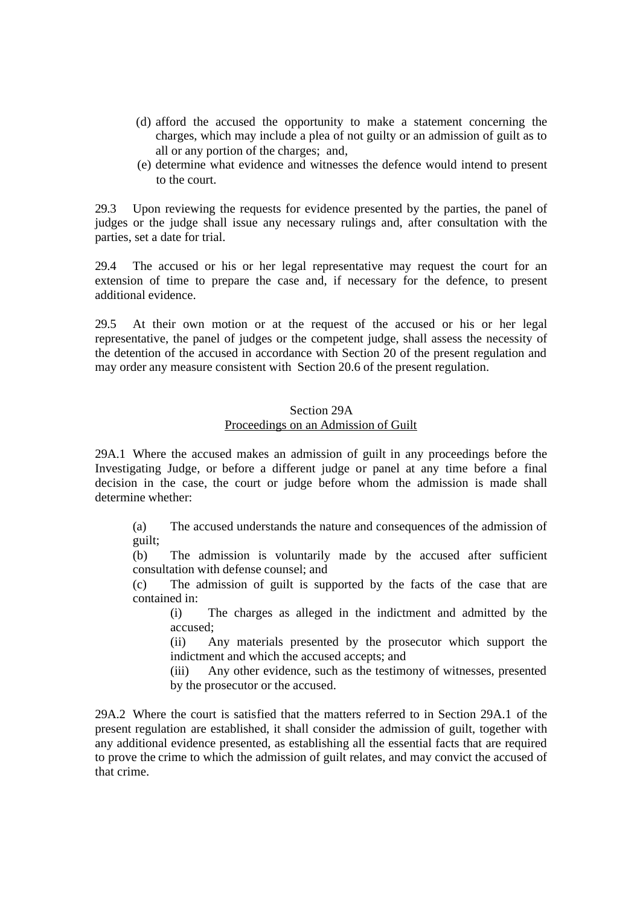(d) afford the accused the opportunity to make a statement concerning the charges, which may include a plea of not guilty or an admission of guilt as to all or any portion of the charges; and,

(e) determine what evidence and witnesses the defence would intend to present to the court.

29.3 Upon reviewing the requests for evidence presented by the parties, the panel of judges or the judge shall issue any necessary rulings and, after consultation with the parties, set a date for trial.

29.4 The accused or his or her legal representative may request the court for an extension of time to prepare the case and, if necessary for the defence, to present additional evidence.

29.5 At their own motion or at the request of the accused or his or her legal representative, the panel of judges or the competent judge, shall assess the necessity of the detention of the accused in accordance with Section 20 of the present regulation and may order any measure consistent with Section 20.6 of the present regulation.

## Section 29A
### Proceedings on an Admission of Guilt

29A.1 Where the accused makes an admission of guilt in any proceedings before the Investigating Judge, or before a different judge or panel at any time before a final decision in the case, the court or judge before whom the admission is made shall determine whether:

(a) The accused understands the nature and consequences of the admission of guilt;

(b) The admission is voluntarily made by the accused after sufficient consultation with defense counsel; and

(c) The admission of guilt is supported by the facts of the case that are contained in:

- (i) The charges as alleged in the indictment and admitted by the accused;
- (ii) Any materials presented by the prosecutor which support the indictment and which the accused accepts; and
- (iii) Any other evidence, such as the testimony of witnesses, presented by the prosecutor or the accused.

29A.2 Where the court is satisfied that the matters referred to in Section 29A.1 of the present regulation are established, it shall consider the admission of guilt, together with any additional evidence presented, as establishing all the essential facts that are required to prove the crime to which the admission of guilt relates, and may convict the accused of that crime.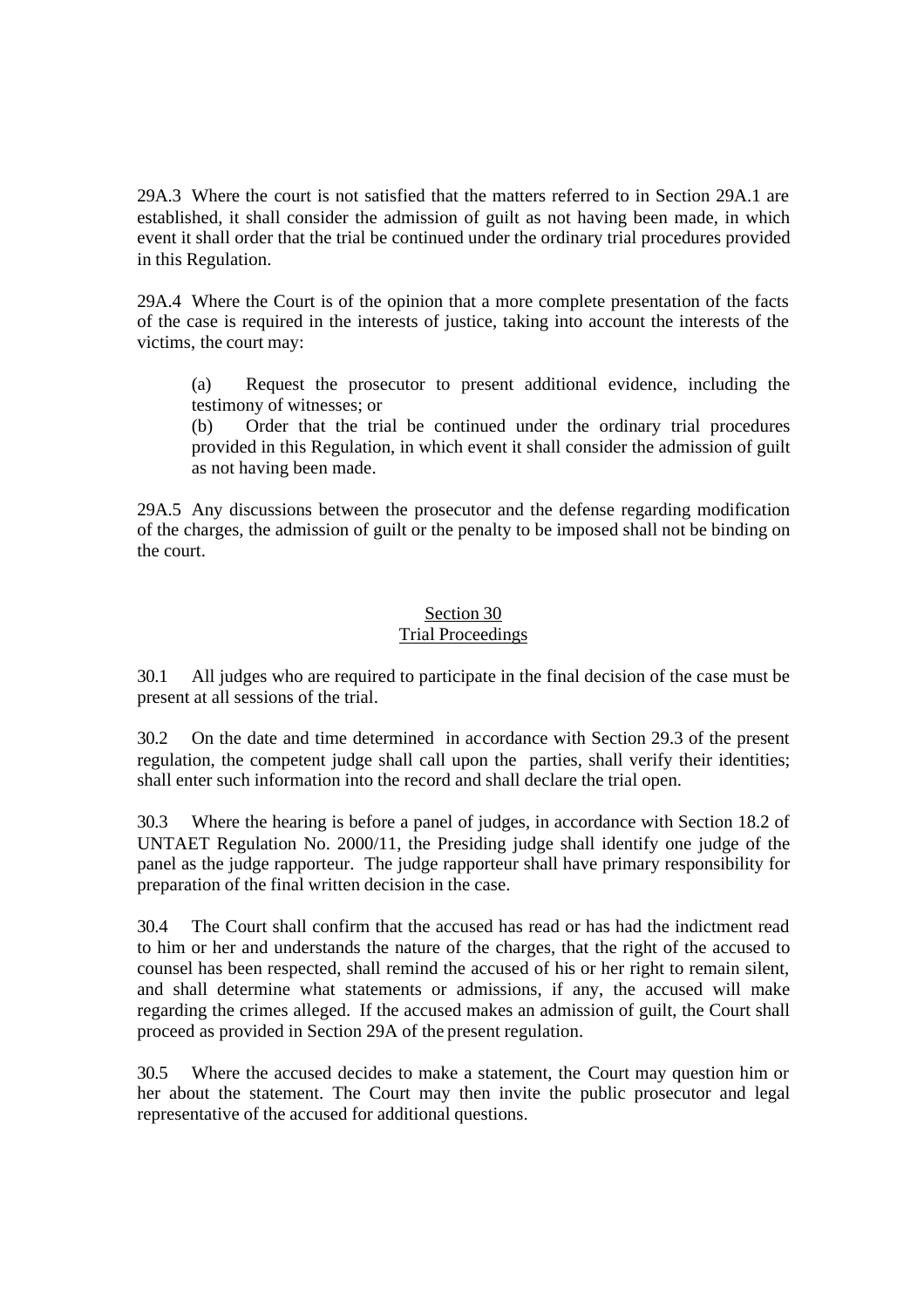29A.3 Where the court is not satisfied that the matters referred to in Section 29A.1 are established, it shall consider the admission of guilt as not having been made, in which event it shall order that the trial be continued under the ordinary trial procedures provided in this Regulation.

29A.4 Where the Court is of the opinion that a more complete presentation of the facts of the case is required in the interests of justice, taking into account the interests of the victims, the court may:

(a) Request the prosecutor to present additional evidence, including the testimony of witnesses; or

(b) Order that the trial be continued under the ordinary trial procedures provided in this Regulation, in which event it shall consider the admission of guilt as not having been made.

29A.5 Any discussions between the prosecutor and the defense regarding modification of the charges, the admission of guilt or the penalty to be imposed shall not be binding on the court.

## Section 30
## Trial Proceedings

30.1 All judges who are required to participate in the final decision of the case must be present at all sessions of the trial.

30.2 On the date and time determined in accordance with Section 29.3 of the present regulation, the competent judge shall call upon the parties, shall verify their identities; shall enter such information into the record and shall declare the trial open.

30.3 Where the hearing is before a panel of judges, in accordance with Section 18.2 of UNTAET Regulation No. 2000/11, the Presiding judge shall identify one judge of the panel as the judge rapporteur. The judge rapporteur shall have primary responsibility for preparation of the final written decision in the case.

30.4 The Court shall confirm that the accused has read or has had the indictment read to him or her and understands the nature of the charges, that the right of the accused to counsel has been respected, shall remind the accused of his or her right to remain silent, and shall determine what statements or admissions, if any, the accused will make regarding the crimes alleged. If the accused makes an admission of guilt, the Court shall proceed as provided in Section 29A of the present regulation.

30.5 Where the accused decides to make a statement, the Court may question him or her about the statement. The Court may then invite the public prosecutor and legal representative of the accused for additional questions.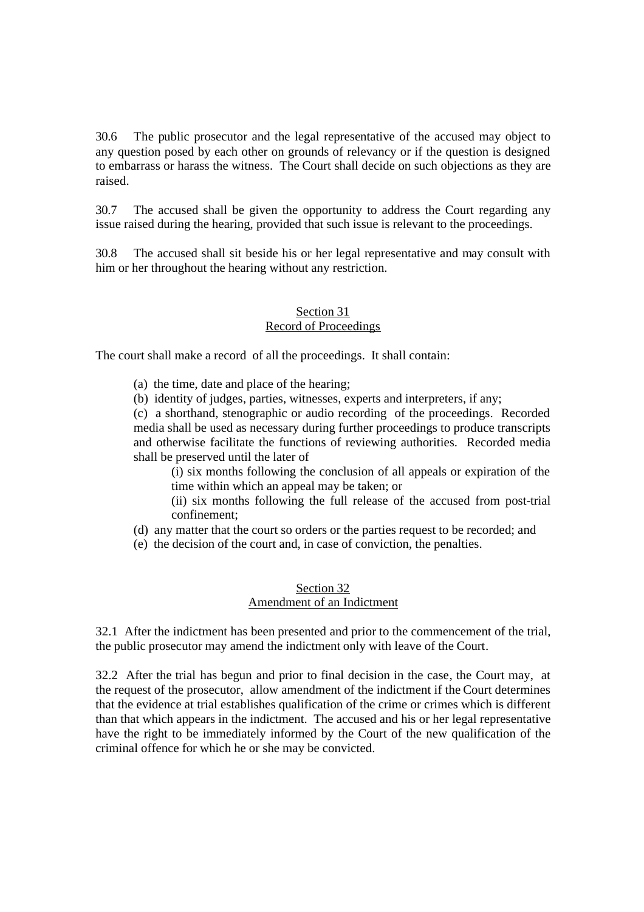30.6 The public prosecutor and the legal representative of the accused may object to any question posed by each other on grounds of relevancy or if the question is designed to embarrass or harass the witness. The Court shall decide on such objections as they are raised.

30.7 The accused shall be given the opportunity to address the Court regarding any issue raised during the hearing, provided that such issue is relevant to the proceedings.

30.8 The accused shall sit beside his or her legal representative and may consult with him or her throughout the hearing without any restriction.

## Section 31
## Record of Proceedings

The court shall make a record of all the proceedings. It shall contain:

(a) the time, date and place of the hearing;

(b) identity of judges, parties, witnesses, experts and interpreters, if any;

(c) a shorthand, stenographic or audio recording of the proceedings. Recorded media shall be used as necessary during further proceedings to produce transcripts and otherwise facilitate the functions of reviewing authorities. Recorded media shall be preserved until the later of

- (i) six months following the conclusion of all appeals or expiration of the time within which an appeal may be taken; or
- (ii) six months following the full release of the accused from post-trial confinement;

(d) any matter that the court so orders or the parties request to be recorded; and

(e) the decision of the court and, in case of conviction, the penalties.

## Section 32
## Amendment of an Indictment

32.1 After the indictment has been presented and prior to the commencement of the trial, the public prosecutor may amend the indictment only with leave of the Court.

32.2 After the trial has begun and prior to final decision in the case, the Court may, at the request of the prosecutor, allow amendment of the indictment if the Court determines that the evidence at trial establishes qualification of the crime or crimes which is different than that which appears in the indictment. The accused and his or her legal representative have the right to be immediately informed by the Court of the new qualification of the criminal offence for which he or she may be convicted.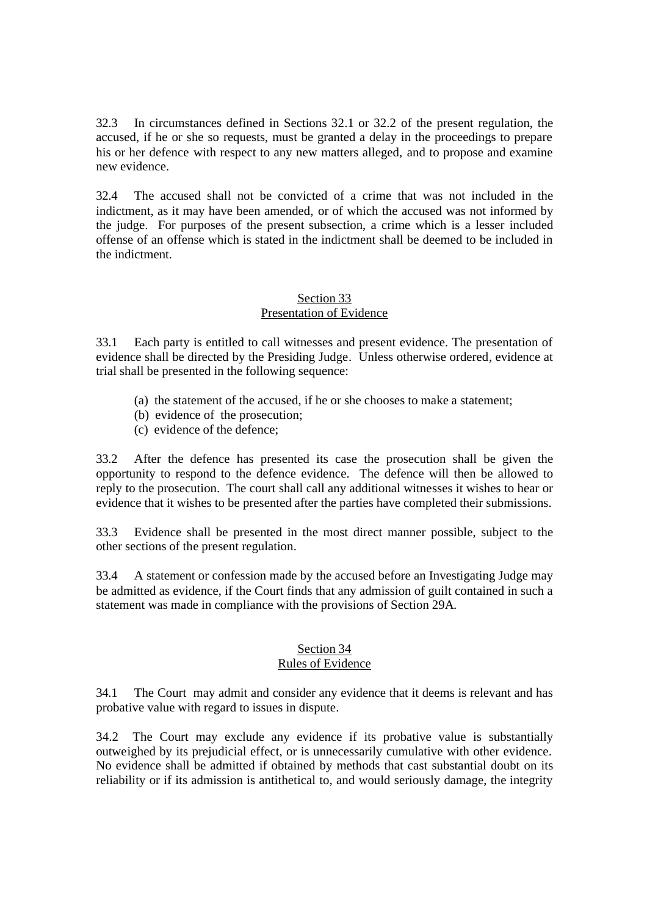32.3 In circumstances defined in Sections 32.1 or 32.2 of the present regulation, the accused, if he or she so requests, must be granted a delay in the proceedings to prepare his or her defence with respect to any new matters alleged, and to propose and examine new evidence.

32.4 The accused shall not be convicted of a crime that was not included in the indictment, as it may have been amended, or of which the accused was not informed by the judge. For purposes of the present subsection, a crime which is a lesser included offense of an offense which is stated in the indictment shall be deemed to be included in the indictment.

## Section 33
## Presentation of Evidence

33.1 Each party is entitled to call witnesses and present evidence. The presentation of evidence shall be directed by the Presiding Judge. Unless otherwise ordered, evidence at trial shall be presented in the following sequence:

(a) the statement of the accused, if he or she chooses to make a statement;
(b) evidence of the prosecution;
(c) evidence of the defence;

33.2 After the defence has presented its case the prosecution shall be given the opportunity to respond to the defence evidence. The defence will then be allowed to reply to the prosecution. The court shall call any additional witnesses it wishes to hear or evidence that it wishes to be presented after the parties have completed their submissions.

33.3 Evidence shall be presented in the most direct manner possible, subject to the other sections of the present regulation.

33.4 A statement or confession made by the accused before an Investigating Judge may be admitted as evidence, if the Court finds that any admission of guilt contained in such a statement was made in compliance with the provisions of Section 29A.

## Section 34
## Rules of Evidence

34.1 The Court may admit and consider any evidence that it deems is relevant and has probative value with regard to issues in dispute.

34.2 The Court may exclude any evidence if its probative value is substantially outweighed by its prejudicial effect, or is unnecessarily cumulative with other evidence. No evidence shall be admitted if obtained by methods that cast substantial doubt on its reliability or if its admission is antithetical to, and would seriously damage, the integrity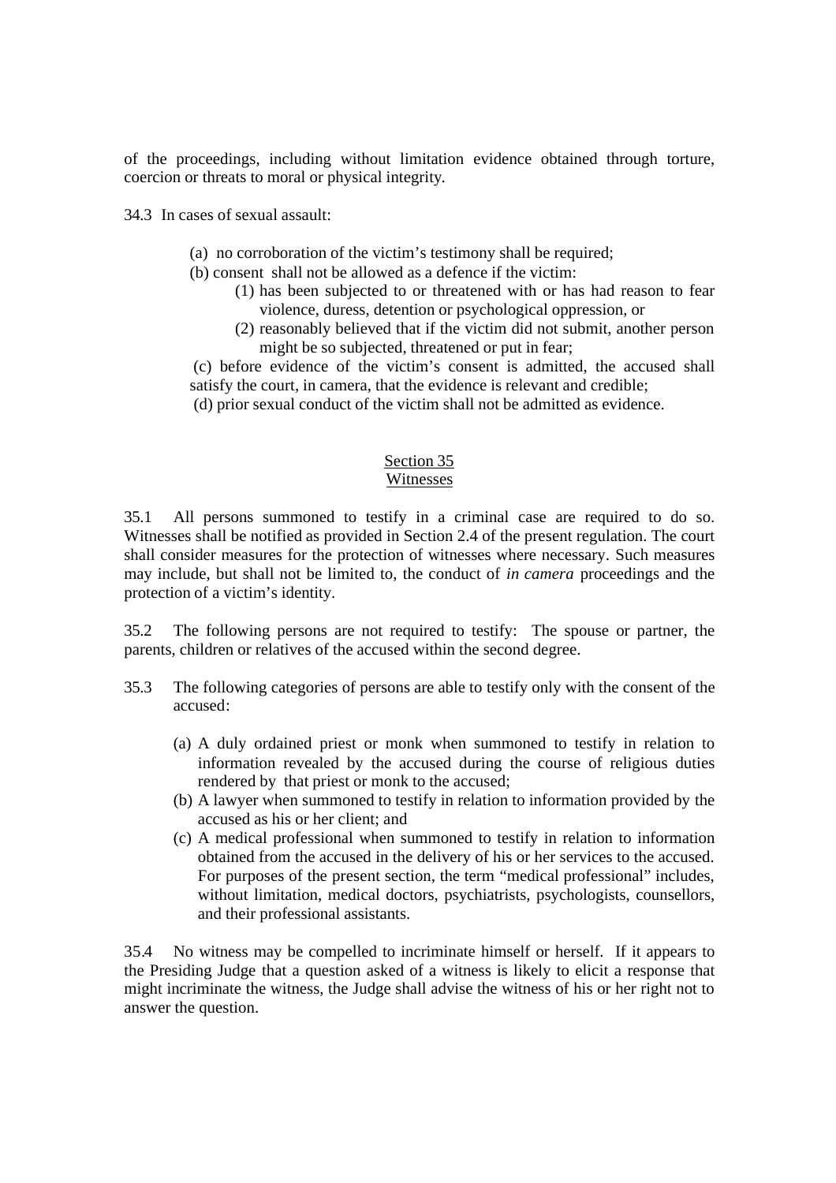of the proceedings, including without limitation evidence obtained through torture, coercion or threats to moral or physical integrity.

34.3 In cases of sexual assault:

(a) no corroboration of the victim's testimony shall be required;

(b) consent shall not be allowed as a defence if the victim:

(1) has been subjected to or threatened with or has had reason to fear violence, duress, detention or psychological oppression, or

(2) reasonably believed that if the victim did not submit, another person might be so subjected, threatened or put in fear;

(c) before evidence of the victim's consent is admitted, the accused shall satisfy the court, in camera, that the evidence is relevant and credible;

(d) prior sexual conduct of the victim shall not be admitted as evidence.

## Section 35
## Witnesses

35.1 All persons summoned to testify in a criminal case are required to do so. Witnesses shall be notified as provided in Section 2.4 of the present regulation. The court shall consider measures for the protection of witnesses where necessary. Such measures may include, but shall not be limited to, the conduct of *in camera* proceedings and the protection of a victim's identity.

35.2 The following persons are not required to testify: The spouse or partner, the parents, children or relatives of the accused within the second degree.

35.3 The following categories of persons are able to testify only with the consent of the accused:

(a) A duly ordained priest or monk when summoned to testify in relation to information revealed by the accused during the course of religious duties rendered by that priest or monk to the accused;

(b) A lawyer when summoned to testify in relation to information provided by the accused as his or her client; and

(c) A medical professional when summoned to testify in relation to information obtained from the accused in the delivery of his or her services to the accused. For purposes of the present section, the term "medical professional" includes, without limitation, medical doctors, psychiatrists, psychologists, counsellors, and their professional assistants.

35.4 No witness may be compelled to incriminate himself or herself. If it appears to the Presiding Judge that a question asked of a witness is likely to elicit a response that might incriminate the witness, the Judge shall advise the witness of his or her right not to answer the question.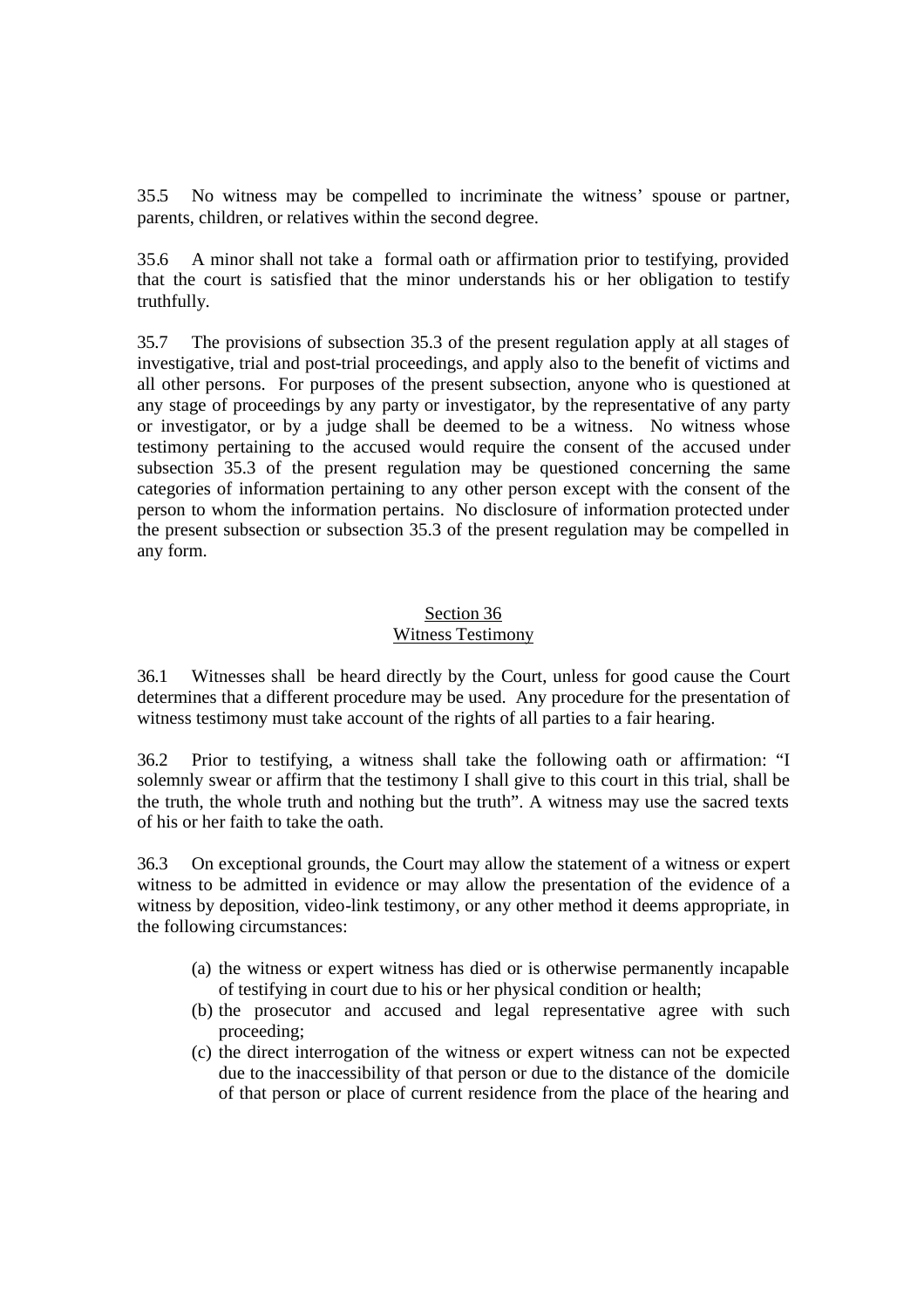35.5 No witness may be compelled to incriminate the witness' spouse or partner, parents, children, or relatives within the second degree.

35.6 A minor shall not take a formal oath or affirmation prior to testifying, provided that the court is satisfied that the minor understands his or her obligation to testify truthfully.

35.7 The provisions of subsection 35.3 of the present regulation apply at all stages of investigative, trial and post-trial proceedings, and apply also to the benefit of victims and all other persons. For purposes of the present subsection, anyone who is questioned at any stage of proceedings by any party or investigator, by the representative of any party or investigator, or by a judge shall be deemed to be a witness. No witness whose testimony pertaining to the accused would require the consent of the accused under subsection 35.3 of the present regulation may be questioned concerning the same categories of information pertaining to any other person except with the consent of the person to whom the information pertains. No disclosure of information protected under the present subsection or subsection 35.3 of the present regulation may be compelled in any form.

## Section 36
## Witness Testimony

36.1 Witnesses shall be heard directly by the Court, unless for good cause the Court determines that a different procedure may be used. Any procedure for the presentation of witness testimony must take account of the rights of all parties to a fair hearing.

36.2 Prior to testifying, a witness shall take the following oath or affirmation: "I solemnly swear or affirm that the testimony I shall give to this court in this trial, shall be the truth, the whole truth and nothing but the truth". A witness may use the sacred texts of his or her faith to take the oath.

36.3 On exceptional grounds, the Court may allow the statement of a witness or expert witness to be admitted in evidence or may allow the presentation of the evidence of a witness by deposition, video-link testimony, or any other method it deems appropriate, in the following circumstances:

(a) the witness or expert witness has died or is otherwise permanently incapable of testifying in court due to his or her physical condition or health;
(b) the prosecutor and accused and legal representative agree with such proceeding;
(c) the direct interrogation of the witness or expert witness can not be expected due to the inaccessibility of that person or due to the distance of the domicile of that person or place of current residence from the place of the hearing and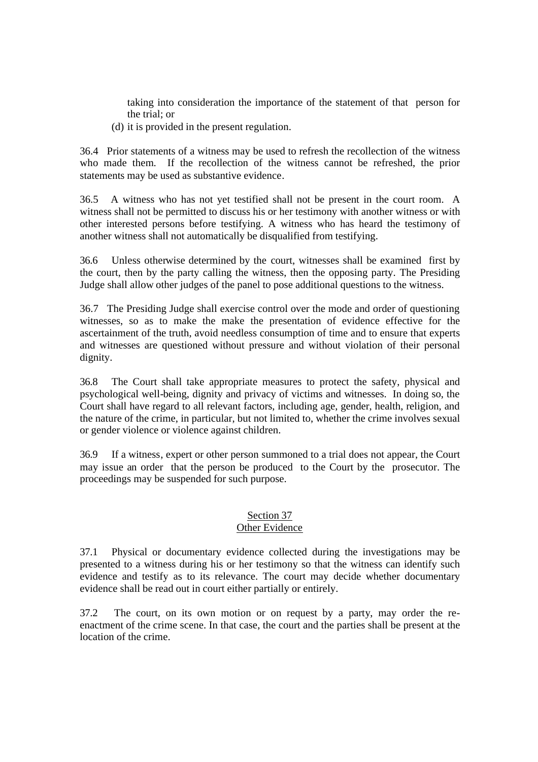taking into consideration the importance of the statement of that person for the trial; or

(d) it is provided in the present regulation.

36.4 Prior statements of a witness may be used to refresh the recollection of the witness who made them. If the recollection of the witness cannot be refreshed, the prior statements may be used as substantive evidence.

36.5 A witness who has not yet testified shall not be present in the court room. A witness shall not be permitted to discuss his or her testimony with another witness or with other interested persons before testifying. A witness who has heard the testimony of another witness shall not automatically be disqualified from testifying.

36.6 Unless otherwise determined by the court, witnesses shall be examined first by the court, then by the party calling the witness, then the opposing party. The Presiding Judge shall allow other judges of the panel to pose additional questions to the witness.

36.7 The Presiding Judge shall exercise control over the mode and order of questioning witnesses, so as to make the make the presentation of evidence effective for the ascertainment of the truth, avoid needless consumption of time and to ensure that experts and witnesses are questioned without pressure and without violation of their personal dignity.

36.8 The Court shall take appropriate measures to protect the safety, physical and psychological well-being, dignity and privacy of victims and witnesses. In doing so, the Court shall have regard to all relevant factors, including age, gender, health, religion, and the nature of the crime, in particular, but not limited to, whether the crime involves sexual or gender violence or violence against children.

36.9 If a witness, expert or other person summoned to a trial does not appear, the Court may issue an order that the person be produced to the Court by the prosecutor. The proceedings may be suspended for such purpose.

## Section 37
## Other Evidence

37.1 Physical or documentary evidence collected during the investigations may be presented to a witness during his or her testimony so that the witness can identify such evidence and testify as to its relevance. The court may decide whether documentary evidence shall be read out in court either partially or entirely.

37.2 The court, on its own motion or on request by a party, may order the re-enactment of the crime scene. In that case, the court and the parties shall be present at the location of the crime.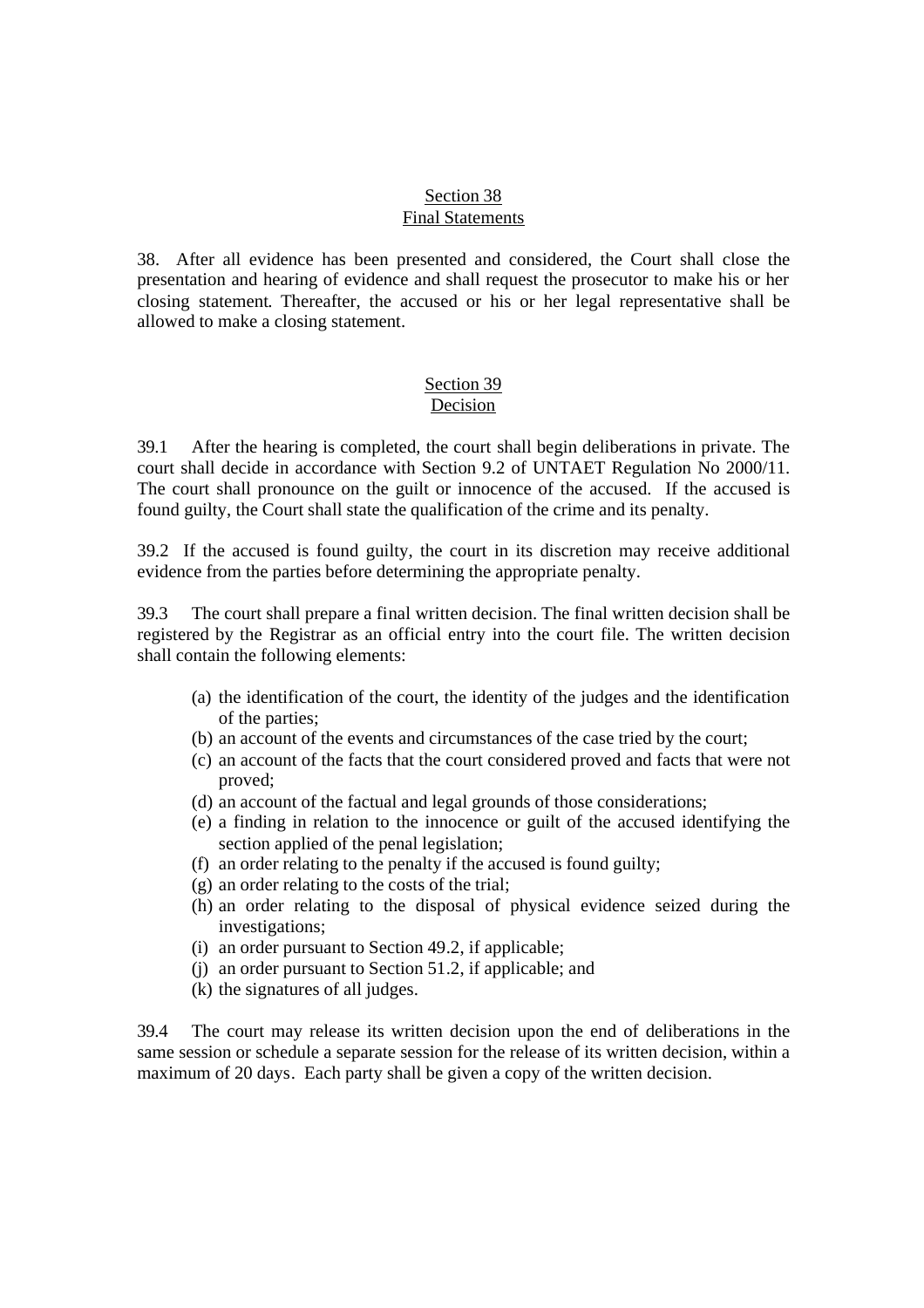## Section 38
## Final Statements

38. After all evidence has been presented and considered, the Court shall close the presentation and hearing of evidence and shall request the prosecutor to make his or her closing statement. Thereafter, the accused or his or her legal representative shall be allowed to make a closing statement.

## Section 39
## Decision

39.1 After the hearing is completed, the court shall begin deliberations in private. The court shall decide in accordance with Section 9.2 of UNTAET Regulation No 2000/11. The court shall pronounce on the guilt or innocence of the accused. If the accused is found guilty, the Court shall state the qualification of the crime and its penalty.

39.2 If the accused is found guilty, the court in its discretion may receive additional evidence from the parties before determining the appropriate penalty.

39.3 The court shall prepare a final written decision. The final written decision shall be registered by the Registrar as an official entry into the court file. The written decision shall contain the following elements:

(a) the identification of the court, the identity of the judges and the identification of the parties;
(b) an account of the events and circumstances of the case tried by the court;
(c) an account of the facts that the court considered proved and facts that were not proved;
(d) an account of the factual and legal grounds of those considerations;
(e) a finding in relation to the innocence or guilt of the accused identifying the section applied of the penal legislation;
(f) an order relating to the penalty if the accused is found guilty;
(g) an order relating to the costs of the trial;
(h) an order relating to the disposal of physical evidence seized during the investigations;
(i) an order pursuant to Section 49.2, if applicable;
(j) an order pursuant to Section 51.2, if applicable; and
(k) the signatures of all judges.

39.4 The court may release its written decision upon the end of deliberations in the same session or schedule a separate session for the release of its written decision, within a maximum of 20 days. Each party shall be given a copy of the written decision.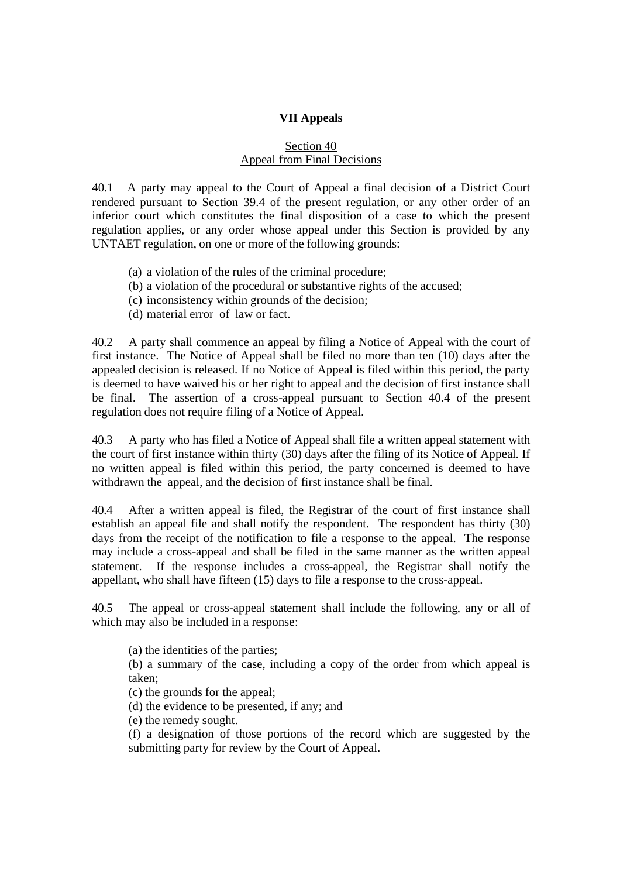## VII Appeals

### Section 40
### Appeal from Final Decisions

40.1 A party may appeal to the Court of Appeal a final decision of a District Court rendered pursuant to Section 39.4 of the present regulation, or any other order of an inferior court which constitutes the final disposition of a case to which the present regulation applies, or any order whose appeal under this Section is provided by any UNTAET regulation, on one or more of the following grounds:

(a) a violation of the rules of the criminal procedure;
(b) a violation of the procedural or substantive rights of the accused;
(c) inconsistency within grounds of the decision;
(d) material error of law or fact.

40.2 A party shall commence an appeal by filing a Notice of Appeal with the court of first instance. The Notice of Appeal shall be filed no more than ten (10) days after the appealed decision is released. If no Notice of Appeal is filed within this period, the party is deemed to have waived his or her right to appeal and the decision of first instance shall be final. The assertion of a cross-appeal pursuant to Section 40.4 of the present regulation does not require filing of a Notice of Appeal.

40.3 A party who has filed a Notice of Appeal shall file a written appeal statement with the court of first instance within thirty (30) days after the filing of its Notice of Appeal. If no written appeal is filed within this period, the party concerned is deemed to have withdrawn the appeal, and the decision of first instance shall be final.

40.4 After a written appeal is filed, the Registrar of the court of first instance shall establish an appeal file and shall notify the respondent. The respondent has thirty (30) days from the receipt of the notification to file a response to the appeal. The response may include a cross-appeal and shall be filed in the same manner as the written appeal statement. If the response includes a cross-appeal, the Registrar shall notify the appellant, who shall have fifteen (15) days to file a response to the cross-appeal.

40.5 The appeal or cross-appeal statement shall include the following, any or all of which may also be included in a response:

(a) the identities of the parties;
(b) a summary of the case, including a copy of the order from which appeal is taken;
(c) the grounds for the appeal;
(d) the evidence to be presented, if any; and
(e) the remedy sought.
(f) a designation of those portions of the record which are suggested by the submitting party for review by the Court of Appeal.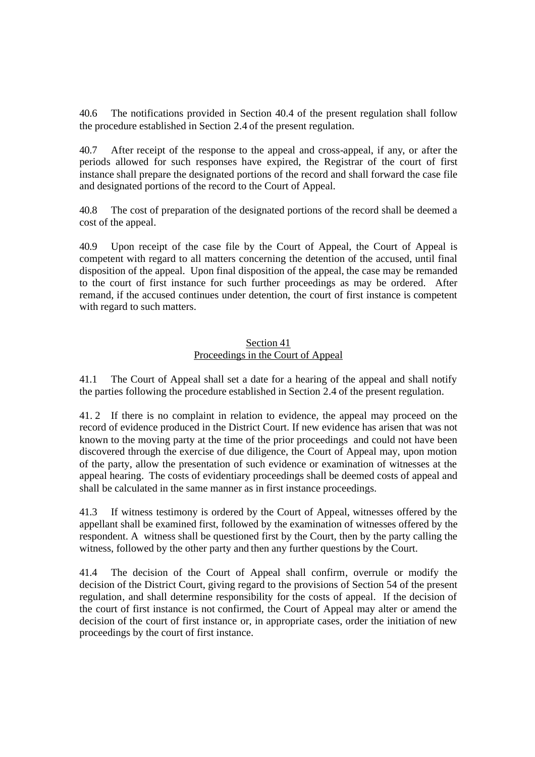40.6 The notifications provided in Section 40.4 of the present regulation shall follow the procedure established in Section 2.4 of the present regulation.

40.7 After receipt of the response to the appeal and cross-appeal, if any, or after the periods allowed for such responses have expired, the Registrar of the court of first instance shall prepare the designated portions of the record and shall forward the case file and designated portions of the record to the Court of Appeal.

40.8 The cost of preparation of the designated portions of the record shall be deemed a cost of the appeal.

40.9 Upon receipt of the case file by the Court of Appeal, the Court of Appeal is competent with regard to all matters concerning the detention of the accused, until final disposition of the appeal. Upon final disposition of the appeal, the case may be remanded to the court of first instance for such further proceedings as may be ordered. After remand, if the accused continues under detention, the court of first instance is competent with regard to such matters.

## Section 41
## Proceedings in the Court of Appeal

41.1 The Court of Appeal shall set a date for a hearing of the appeal and shall notify the parties following the procedure established in Section 2.4 of the present regulation.

41. 2 If there is no complaint in relation to evidence, the appeal may proceed on the record of evidence produced in the District Court. If new evidence has arisen that was not known to the moving party at the time of the prior proceedings and could not have been discovered through the exercise of due diligence, the Court of Appeal may, upon motion of the party, allow the presentation of such evidence or examination of witnesses at the appeal hearing. The costs of evidentiary proceedings shall be deemed costs of appeal and shall be calculated in the same manner as in first instance proceedings.

41.3 If witness testimony is ordered by the Court of Appeal, witnesses offered by the appellant shall be examined first, followed by the examination of witnesses offered by the respondent. A witness shall be questioned first by the Court, then by the party calling the witness, followed by the other party and then any further questions by the Court.

41.4 The decision of the Court of Appeal shall confirm, overrule or modify the decision of the District Court, giving regard to the provisions of Section 54 of the present regulation, and shall determine responsibility for the costs of appeal. If the decision of the court of first instance is not confirmed, the Court of Appeal may alter or amend the decision of the court of first instance or, in appropriate cases, order the initiation of new proceedings by the court of first instance.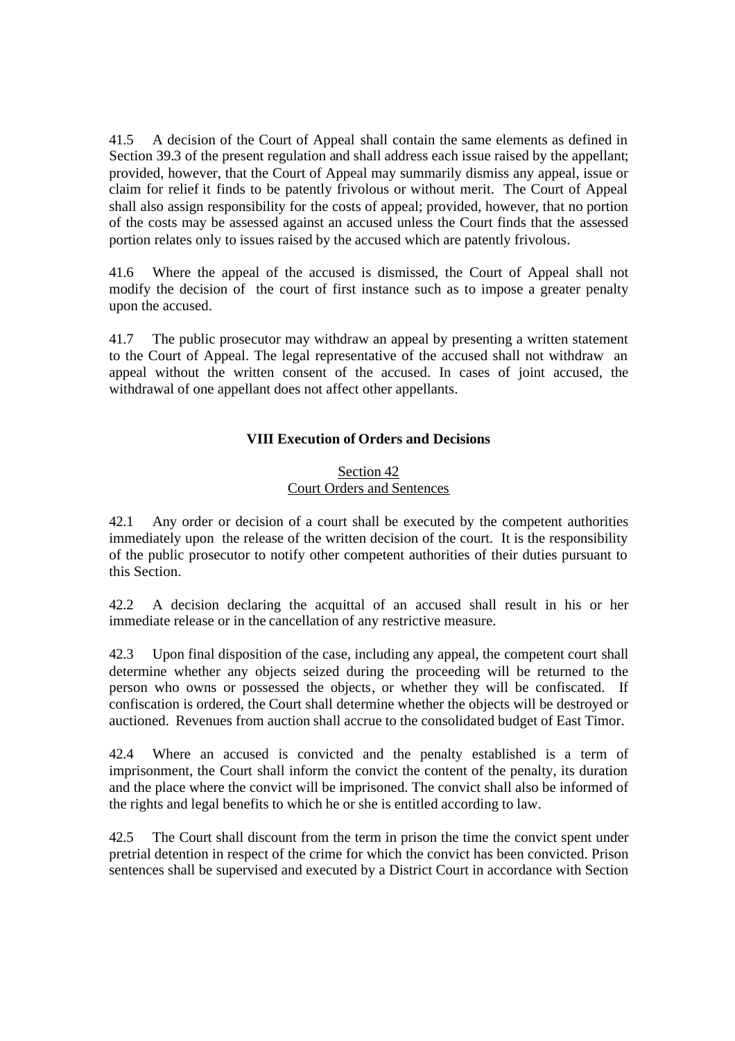41.5 A decision of the Court of Appeal shall contain the same elements as defined in Section 39.3 of the present regulation and shall address each issue raised by the appellant; provided, however, that the Court of Appeal may summarily dismiss any appeal, issue or claim for relief it finds to be patently frivolous or without merit. The Court of Appeal shall also assign responsibility for the costs of appeal; provided, however, that no portion of the costs may be assessed against an accused unless the Court finds that the assessed portion relates only to issues raised by the accused which are patently frivolous.

41.6 Where the appeal of the accused is dismissed, the Court of Appeal shall not modify the decision of the court of first instance such as to impose a greater penalty upon the accused.

41.7 The public prosecutor may withdraw an appeal by presenting a written statement to the Court of Appeal. The legal representative of the accused shall not withdraw an appeal without the written consent of the accused. In cases of joint accused, the withdrawal of one appellant does not affect other appellants.

## VIII Execution of Orders and Decisions

### Section 42
### Court Orders and Sentences

42.1 Any order or decision of a court shall be executed by the competent authorities immediately upon the release of the written decision of the court. It is the responsibility of the public prosecutor to notify other competent authorities of their duties pursuant to this Section.

42.2 A decision declaring the acquittal of an accused shall result in his or her immediate release or in the cancellation of any restrictive measure.

42.3 Upon final disposition of the case, including any appeal, the competent court shall determine whether any objects seized during the proceeding will be returned to the person who owns or possessed the objects, or whether they will be confiscated. If confiscation is ordered, the Court shall determine whether the objects will be destroyed or auctioned. Revenues from auction shall accrue to the consolidated budget of East Timor.

42.4 Where an accused is convicted and the penalty established is a term of imprisonment, the Court shall inform the convict the content of the penalty, its duration and the place where the convict will be imprisoned. The convict shall also be informed of the rights and legal benefits to which he or she is entitled according to law.

42.5 The Court shall discount from the term in prison the time the convict spent under pretrial detention in respect of the crime for which the convict has been convicted. Prison sentences shall be supervised and executed by a District Court in accordance with Section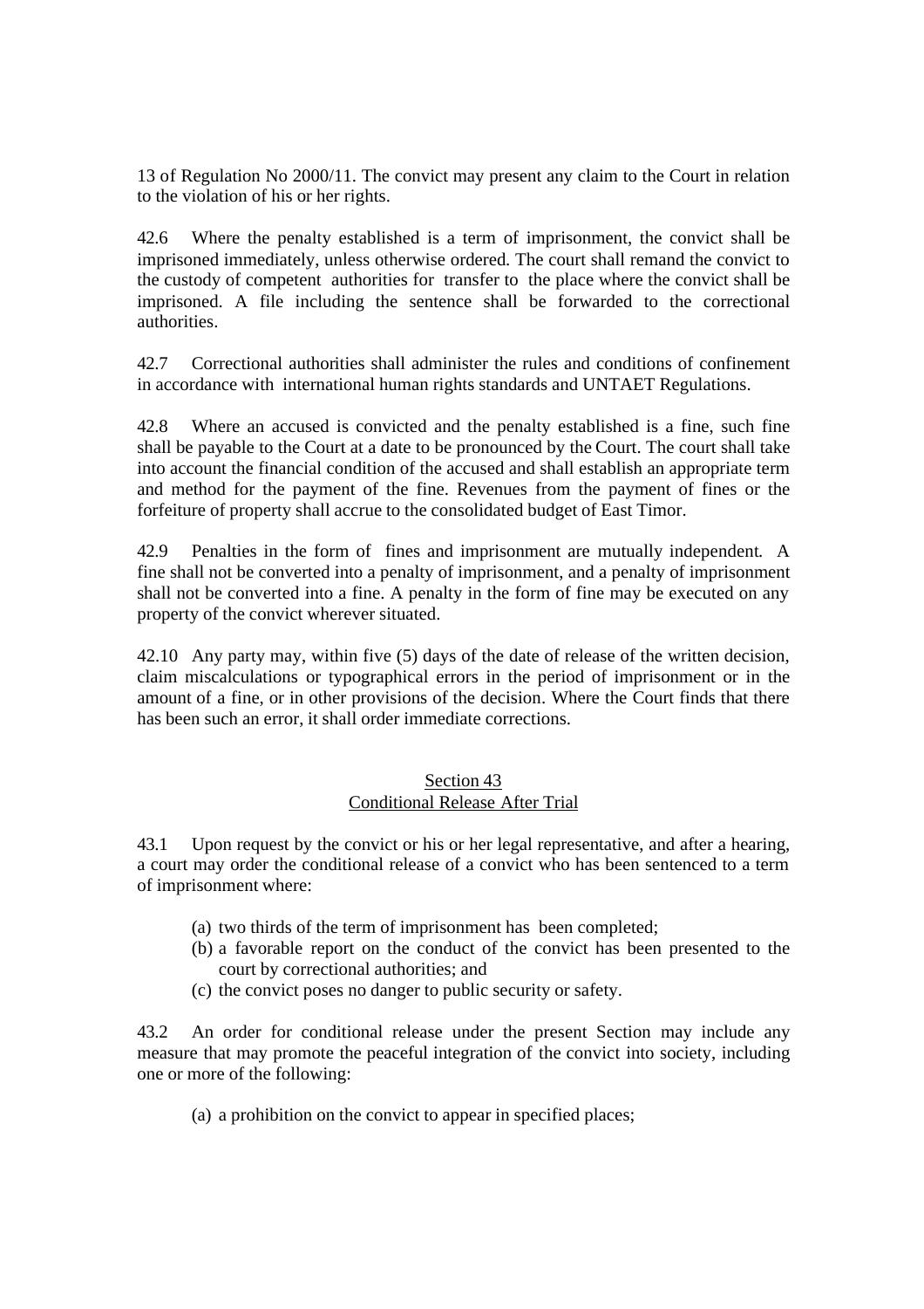13 of Regulation No 2000/11. The convict may present any claim to the Court in relation to the violation of his or her rights.

42.6 Where the penalty established is a term of imprisonment, the convict shall be imprisoned immediately, unless otherwise ordered. The court shall remand the convict to the custody of competent authorities for transfer to the place where the convict shall be imprisoned. A file including the sentence shall be forwarded to the correctional authorities.

42.7 Correctional authorities shall administer the rules and conditions of confinement in accordance with international human rights standards and UNTAET Regulations.

42.8 Where an accused is convicted and the penalty established is a fine, such fine shall be payable to the Court at a date to be pronounced by the Court. The court shall take into account the financial condition of the accused and shall establish an appropriate term and method for the payment of the fine. Revenues from the payment of fines or the forfeiture of property shall accrue to the consolidated budget of East Timor.

42.9 Penalties in the form of fines and imprisonment are mutually independent. A fine shall not be converted into a penalty of imprisonment, and a penalty of imprisonment shall not be converted into a fine. A penalty in the form of fine may be executed on any property of the convict wherever situated.

42.10 Any party may, within five (5) days of the date of release of the written decision, claim miscalculations or typographical errors in the period of imprisonment or in the amount of a fine, or in other provisions of the decision. Where the Court finds that there has been such an error, it shall order immediate corrections.

## Section 43
## Conditional Release After Trial

43.1 Upon request by the convict or his or her legal representative, and after a hearing, a court may order the conditional release of a convict who has been sentenced to a term of imprisonment where:

- (a) two thirds of the term of imprisonment has been completed;
- (b) a favorable report on the conduct of the convict has been presented to the court by correctional authorities; and
- (c) the convict poses no danger to public security or safety.

43.2 An order for conditional release under the present Section may include any measure that may promote the peaceful integration of the convict into society, including one or more of the following:

- (a) a prohibition on the convict to appear in specified places;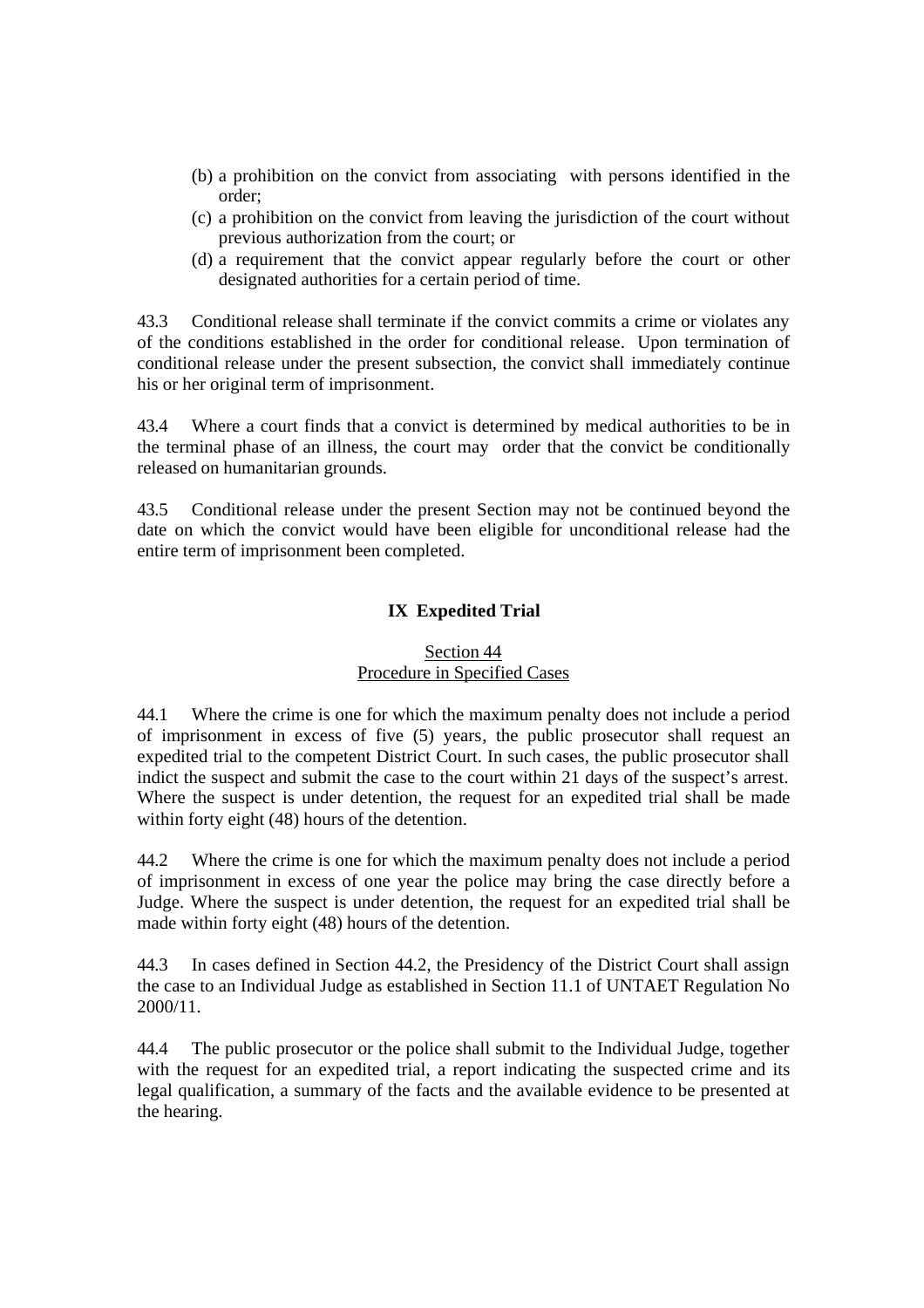(b) a prohibition on the convict from associating with persons identified in the order;

(c) a prohibition on the convict from leaving the jurisdiction of the court without previous authorization from the court; or

(d) a requirement that the convict appear regularly before the court or other designated authorities for a certain period of time.

43.3 Conditional release shall terminate if the convict commits a crime or violates any of the conditions established in the order for conditional release. Upon termination of conditional release under the present subsection, the convict shall immediately continue his or her original term of imprisonment.

43.4 Where a court finds that a convict is determined by medical authorities to be in the terminal phase of an illness, the court may order that the convict be conditionally released on humanitarian grounds.

43.5 Conditional release under the present Section may not be continued beyond the date on which the convict would have been eligible for unconditional release had the entire term of imprisonment been completed.

## IX Expedited Trial

### Section 44
### Procedure in Specified Cases

44.1 Where the crime is one for which the maximum penalty does not include a period of imprisonment in excess of five (5) years, the public prosecutor shall request an expedited trial to the competent District Court. In such cases, the public prosecutor shall indict the suspect and submit the case to the court within 21 days of the suspect's arrest. Where the suspect is under detention, the request for an expedited trial shall be made within forty eight (48) hours of the detention.

44.2 Where the crime is one for which the maximum penalty does not include a period of imprisonment in excess of one year the police may bring the case directly before a Judge. Where the suspect is under detention, the request for an expedited trial shall be made within forty eight (48) hours of the detention.

44.3 In cases defined in Section 44.2, the Presidency of the District Court shall assign the case to an Individual Judge as established in Section 11.1 of UNTAET Regulation No 2000/11.

44.4 The public prosecutor or the police shall submit to the Individual Judge, together with the request for an expedited trial, a report indicating the suspected crime and its legal qualification, a summary of the facts and the available evidence to be presented at the hearing.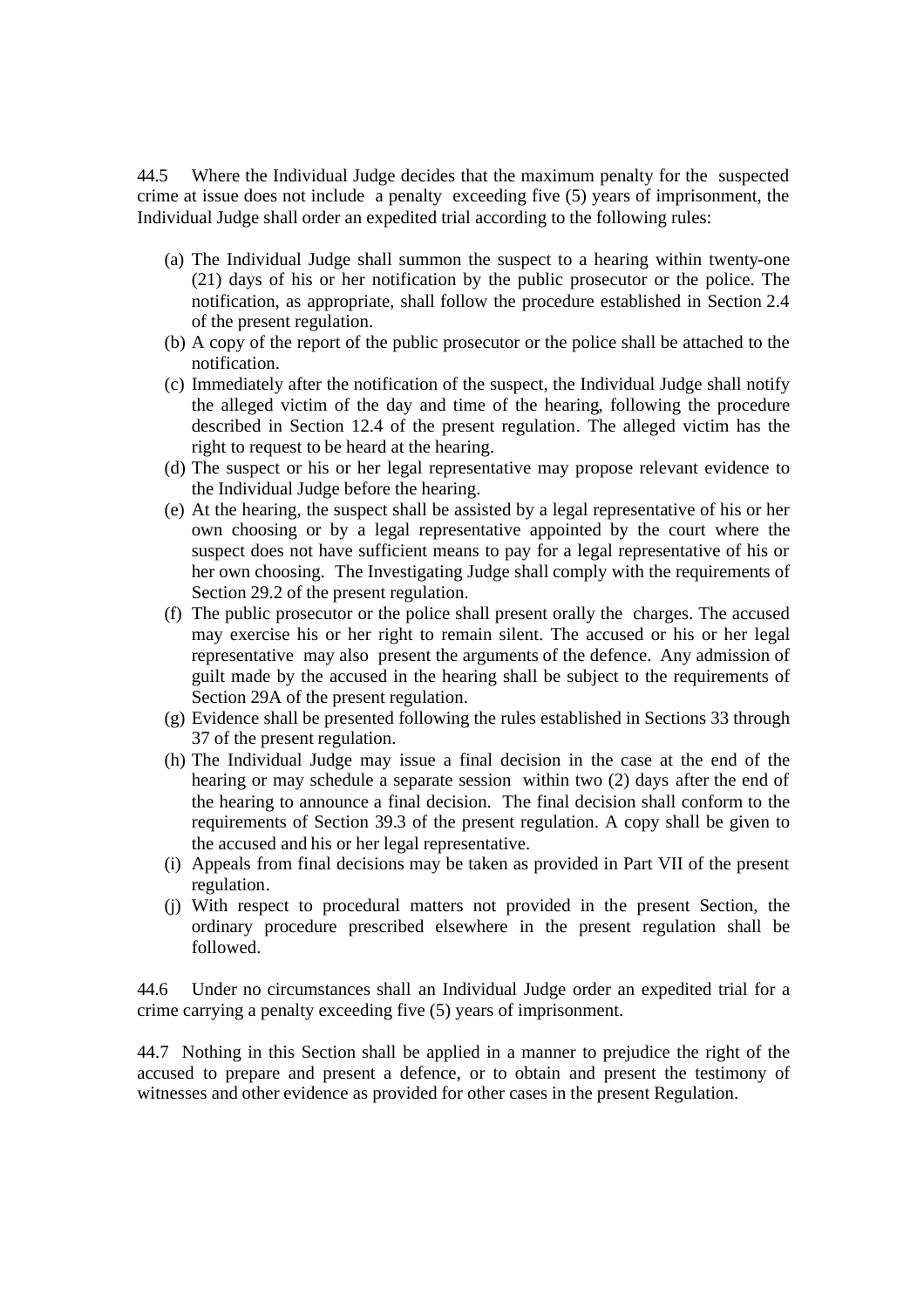44.5 Where the Individual Judge decides that the maximum penalty for the suspected crime at issue does not include a penalty exceeding five (5) years of imprisonment, the Individual Judge shall order an expedited trial according to the following rules:

(a) The Individual Judge shall summon the suspect to a hearing within twenty-one (21) days of his or her notification by the public prosecutor or the police. The notification, as appropriate, shall follow the procedure established in Section 2.4 of the present regulation.
(b) A copy of the report of the public prosecutor or the police shall be attached to the notification.
(c) Immediately after the notification of the suspect, the Individual Judge shall notify the alleged victim of the day and time of the hearing, following the procedure described in Section 12.4 of the present regulation. The alleged victim has the right to request to be heard at the hearing.
(d) The suspect or his or her legal representative may propose relevant evidence to the Individual Judge before the hearing.
(e) At the hearing, the suspect shall be assisted by a legal representative of his or her own choosing or by a legal representative appointed by the court where the suspect does not have sufficient means to pay for a legal representative of his or her own choosing. The Investigating Judge shall comply with the requirements of Section 29.2 of the present regulation.
(f) The public prosecutor or the police shall present orally the charges. The accused may exercise his or her right to remain silent. The accused or his or her legal representative may also present the arguments of the defence. Any admission of guilt made by the accused in the hearing shall be subject to the requirements of Section 29A of the present regulation.
(g) Evidence shall be presented following the rules established in Sections 33 through 37 of the present regulation.
(h) The Individual Judge may issue a final decision in the case at the end of the hearing or may schedule a separate session within two (2) days after the end of the hearing to announce a final decision. The final decision shall conform to the requirements of Section 39.3 of the present regulation. A copy shall be given to the accused and his or her legal representative.
(i) Appeals from final decisions may be taken as provided in Part VII of the present regulation.
(j) With respect to procedural matters not provided in the present Section, the ordinary procedure prescribed elsewhere in the present regulation shall be followed.

44.6 Under no circumstances shall an Individual Judge order an expedited trial for a crime carrying a penalty exceeding five (5) years of imprisonment.

44.7 Nothing in this Section shall be applied in a manner to prejudice the right of the accused to prepare and present a defence, or to obtain and present the testimony of witnesses and other evidence as provided for other cases in the present Regulation.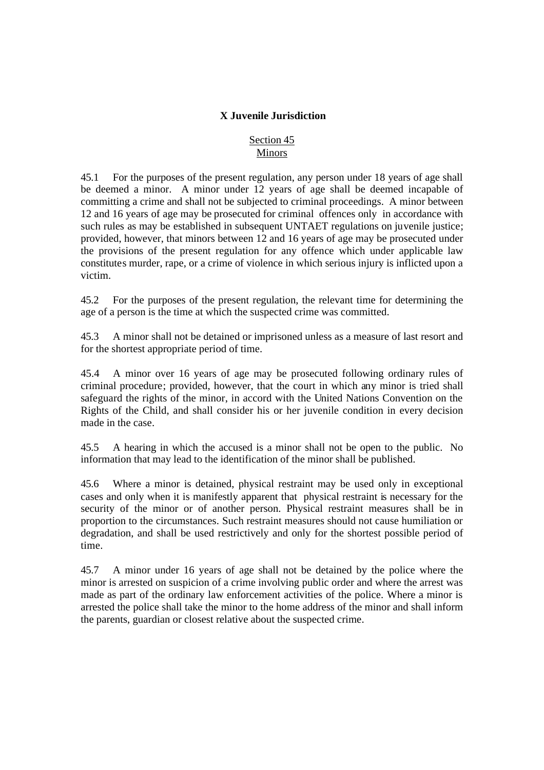## X Juvenile Jurisdiction

### Section 45
### Minors

45.1 For the purposes of the present regulation, any person under 18 years of age shall be deemed a minor. A minor under 12 years of age shall be deemed incapable of committing a crime and shall not be subjected to criminal proceedings. A minor between 12 and 16 years of age may be prosecuted for criminal offences only in accordance with such rules as may be established in subsequent UNTAET regulations on juvenile justice; provided, however, that minors between 12 and 16 years of age may be prosecuted under the provisions of the present regulation for any offence which under applicable law constitutes murder, rape, or a crime of violence in which serious injury is inflicted upon a victim.

45.2 For the purposes of the present regulation, the relevant time for determining the age of a person is the time at which the suspected crime was committed.

45.3 A minor shall not be detained or imprisoned unless as a measure of last resort and for the shortest appropriate period of time.

45.4 A minor over 16 years of age may be prosecuted following ordinary rules of criminal procedure; provided, however, that the court in which any minor is tried shall safeguard the rights of the minor, in accord with the United Nations Convention on the Rights of the Child, and shall consider his or her juvenile condition in every decision made in the case.

45.5 A hearing in which the accused is a minor shall not be open to the public. No information that may lead to the identification of the minor shall be published.

45.6 Where a minor is detained, physical restraint may be used only in exceptional cases and only when it is manifestly apparent that physical restraint is necessary for the security of the minor or of another person. Physical restraint measures shall be in proportion to the circumstances. Such restraint measures should not cause humiliation or degradation, and shall be used restrictively and only for the shortest possible period of time.

45.7 A minor under 16 years of age shall not be detained by the police where the minor is arrested on suspicion of a crime involving public order and where the arrest was made as part of the ordinary law enforcement activities of the police. Where a minor is arrested the police shall take the minor to the home address of the minor and shall inform the parents, guardian or closest relative about the suspected crime.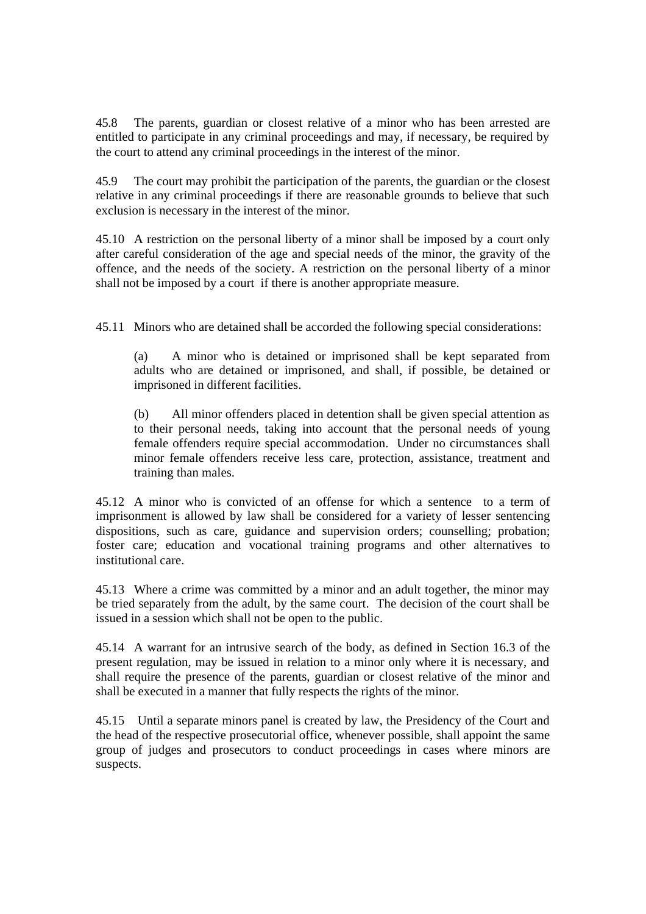45.8 The parents, guardian or closest relative of a minor who has been arrested are entitled to participate in any criminal proceedings and may, if necessary, be required by the court to attend any criminal proceedings in the interest of the minor.

45.9 The court may prohibit the participation of the parents, the guardian or the closest relative in any criminal proceedings if there are reasonable grounds to believe that such exclusion is necessary in the interest of the minor.

45.10 A restriction on the personal liberty of a minor shall be imposed by a court only after careful consideration of the age and special needs of the minor, the gravity of the offence, and the needs of the society. A restriction on the personal liberty of a minor shall not be imposed by a court if there is another appropriate measure.

45.11 Minors who are detained shall be accorded the following special considerations:

(a) A minor who is detained or imprisoned shall be kept separated from adults who are detained or imprisoned, and shall, if possible, be detained or imprisoned in different facilities.

(b) All minor offenders placed in detention shall be given special attention as to their personal needs, taking into account that the personal needs of young female offenders require special accommodation. Under no circumstances shall minor female offenders receive less care, protection, assistance, treatment and training than males.

45.12 A minor who is convicted of an offense for which a sentence to a term of imprisonment is allowed by law shall be considered for a variety of lesser sentencing dispositions, such as care, guidance and supervision orders; counselling; probation; foster care; education and vocational training programs and other alternatives to institutional care.

45.13 Where a crime was committed by a minor and an adult together, the minor may be tried separately from the adult, by the same court. The decision of the court shall be issued in a session which shall not be open to the public.

45.14 A warrant for an intrusive search of the body, as defined in Section 16.3 of the present regulation, may be issued in relation to a minor only where it is necessary, and shall require the presence of the parents, guardian or closest relative of the minor and shall be executed in a manner that fully respects the rights of the minor.

45.15 Until a separate minors panel is created by law, the Presidency of the Court and the head of the respective prosecutorial office, whenever possible, shall appoint the same group of judges and prosecutors to conduct proceedings in cases where minors are suspects.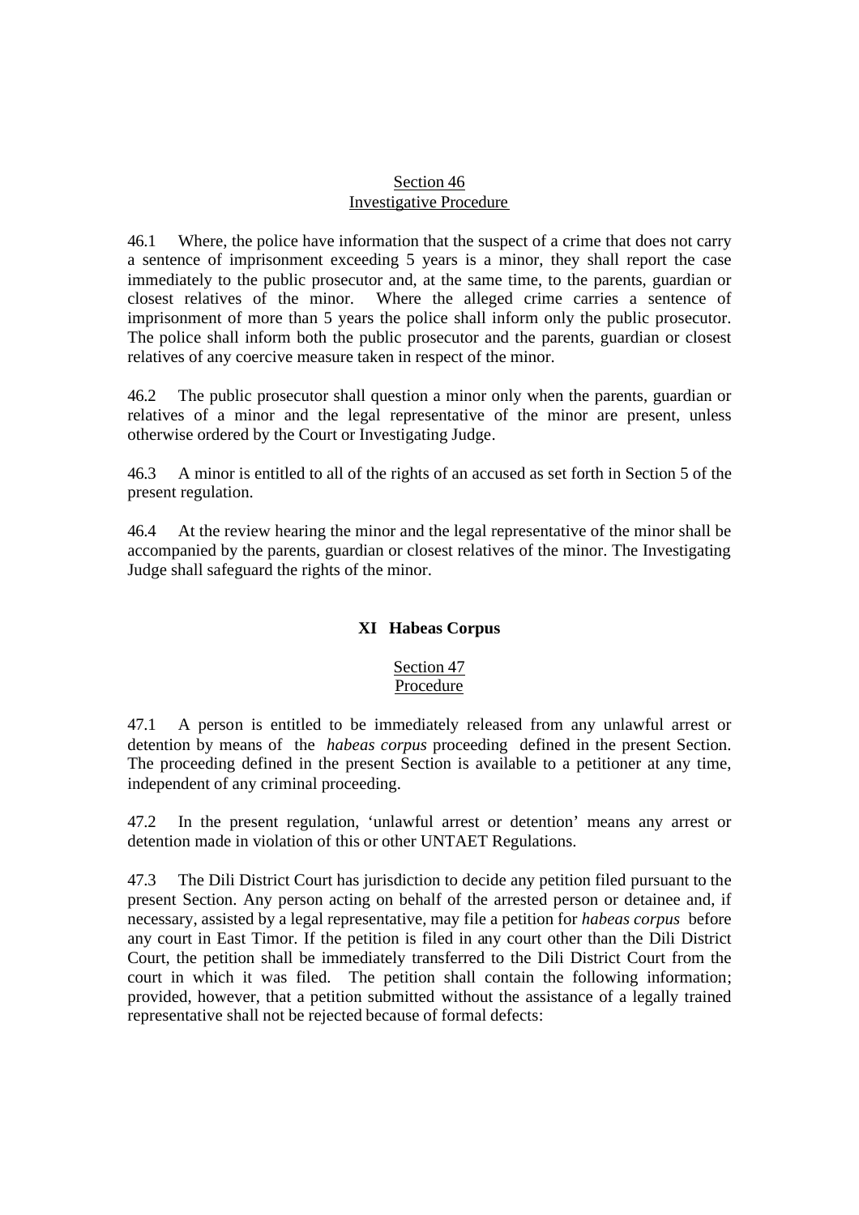### Section 46
### Investigative Procedure

46.1 Where, the police have information that the suspect of a crime that does not carry a sentence of imprisonment exceeding 5 years is a minor, they shall report the case immediately to the public prosecutor and, at the same time, to the parents, guardian or closest relatives of the minor. Where the alleged crime carries a sentence of imprisonment of more than 5 years the police shall inform only the public prosecutor. The police shall inform both the public prosecutor and the parents, guardian or closest relatives of any coercive measure taken in respect of the minor.

46.2 The public prosecutor shall question a minor only when the parents, guardian or relatives of a minor and the legal representative of the minor are present, unless otherwise ordered by the Court or Investigating Judge.

46.3 A minor is entitled to all of the rights of an accused as set forth in Section 5 of the present regulation.

46.4 At the review hearing the minor and the legal representative of the minor shall be accompanied by the parents, guardian or closest relatives of the minor. The Investigating Judge shall safeguard the rights of the minor.

## XI Habeas Corpus

### Section 47
### Procedure

47.1 A person is entitled to be immediately released from any unlawful arrest or detention by means of the *habeas corpus* proceeding defined in the present Section. The proceeding defined in the present Section is available to a petitioner at any time, independent of any criminal proceeding.

47.2 In the present regulation, 'unlawful arrest or detention' means any arrest or detention made in violation of this or other UNTAET Regulations.

47.3 The Dili District Court has jurisdiction to decide any petition filed pursuant to the present Section. Any person acting on behalf of the arrested person or detainee and, if necessary, assisted by a legal representative, may file a petition for *habeas corpus* before any court in East Timor. If the petition is filed in any court other than the Dili District Court, the petition shall be immediately transferred to the Dili District Court from the court in which it was filed. The petition shall contain the following information; provided, however, that a petition submitted without the assistance of a legally trained representative shall not be rejected because of formal defects: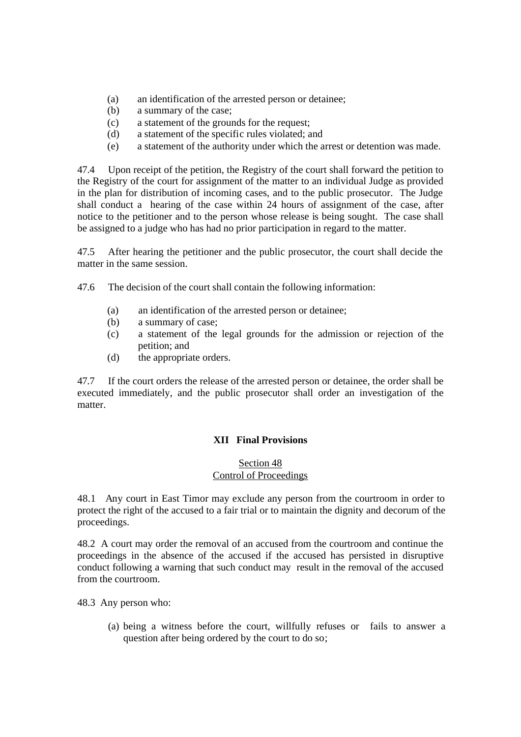(a) an identification of the arrested person or detainee;
(b) a summary of the case;
(c) a statement of the grounds for the request;
(d) a statement of the specific rules violated; and
(e) a statement of the authority under which the arrest or detention was made.

47.4 Upon receipt of the petition, the Registry of the court shall forward the petition to the Registry of the court for assignment of the matter to an individual Judge as provided in the plan for distribution of incoming cases, and to the public prosecutor. The Judge shall conduct a hearing of the case within 24 hours of assignment of the case, after notice to the petitioner and to the person whose release is being sought. The case shall be assigned to a judge who has had no prior participation in regard to the matter.

47.5 After hearing the petitioner and the public prosecutor, the court shall decide the matter in the same session.

47.6 The decision of the court shall contain the following information:

(a) an identification of the arrested person or detainee;
(b) a summary of case;
(c) a statement of the legal grounds for the admission or rejection of the petition; and
(d) the appropriate orders.

47.7 If the court orders the release of the arrested person or detainee, the order shall be executed immediately, and the public prosecutor shall order an investigation of the matter.

## XII Final Provisions

### Section 48
### Control of Proceedings

48.1 Any court in East Timor may exclude any person from the courtroom in order to protect the right of the accused to a fair trial or to maintain the dignity and decorum of the proceedings.

48.2 A court may order the removal of an accused from the courtroom and continue the proceedings in the absence of the accused if the accused has persisted in disruptive conduct following a warning that such conduct may result in the removal of the accused from the courtroom.

48.3 Any person who:

(a) being a witness before the court, willfully refuses or fails to answer a question after being ordered by the court to do so;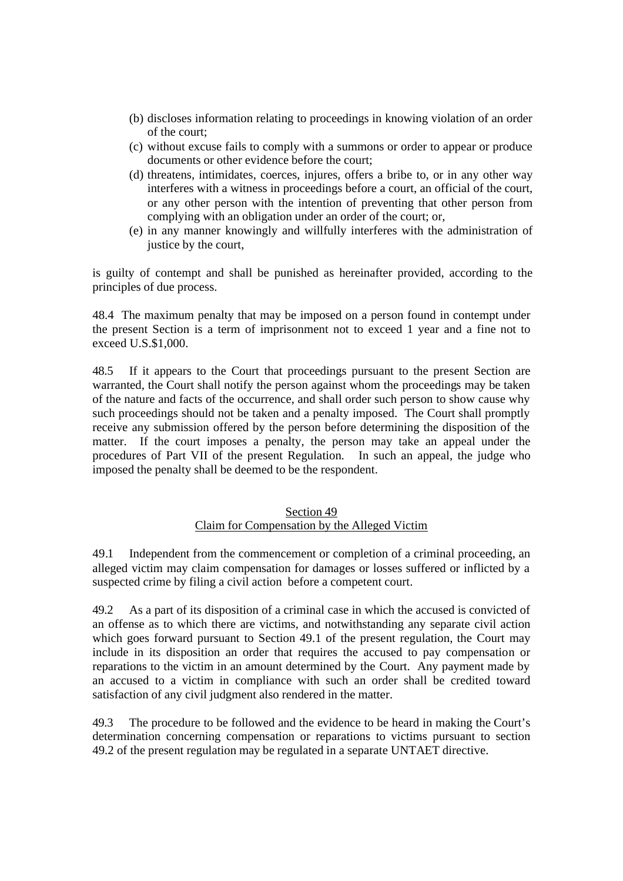(b) discloses information relating to proceedings in knowing violation of an order of the court;
(c) without excuse fails to comply with a summons or order to appear or produce documents or other evidence before the court;
(d) threatens, intimidates, coerces, injures, offers a bribe to, or in any other way interferes with a witness in proceedings before a court, an official of the court, or any other person with the intention of preventing that other person from complying with an obligation under an order of the court; or,
(e) in any manner knowingly and willfully interferes with the administration of justice by the court,

is guilty of contempt and shall be punished as hereinafter provided, according to the principles of due process.

48.4 The maximum penalty that may be imposed on a person found in contempt under the present Section is a term of imprisonment not to exceed 1 year and a fine not to exceed U.S.$1,000.

48.5 If it appears to the Court that proceedings pursuant to the present Section are warranted, the Court shall notify the person against whom the proceedings may be taken of the nature and facts of the occurrence, and shall order such person to show cause why such proceedings should not be taken and a penalty imposed. The Court shall promptly receive any submission offered by the person before determining the disposition of the matter. If the court imposes a penalty, the person may take an appeal under the procedures of Part VII of the present Regulation. In such an appeal, the judge who imposed the penalty shall be deemed to be the respondent.

## Section 49
## Claim for Compensation by the Alleged Victim

49.1 Independent from the commencement or completion of a criminal proceeding, an alleged victim may claim compensation for damages or losses suffered or inflicted by a suspected crime by filing a civil action before a competent court.

49.2 As a part of its disposition of a criminal case in which the accused is convicted of an offense as to which there are victims, and notwithstanding any separate civil action which goes forward pursuant to Section 49.1 of the present regulation, the Court may include in its disposition an order that requires the accused to pay compensation or reparations to the victim in an amount determined by the Court. Any payment made by an accused to a victim in compliance with such an order shall be credited toward satisfaction of any civil judgment also rendered in the matter.

49.3 The procedure to be followed and the evidence to be heard in making the Court's determination concerning compensation or reparations to victims pursuant to section 49.2 of the present regulation may be regulated in a separate UNTAET directive.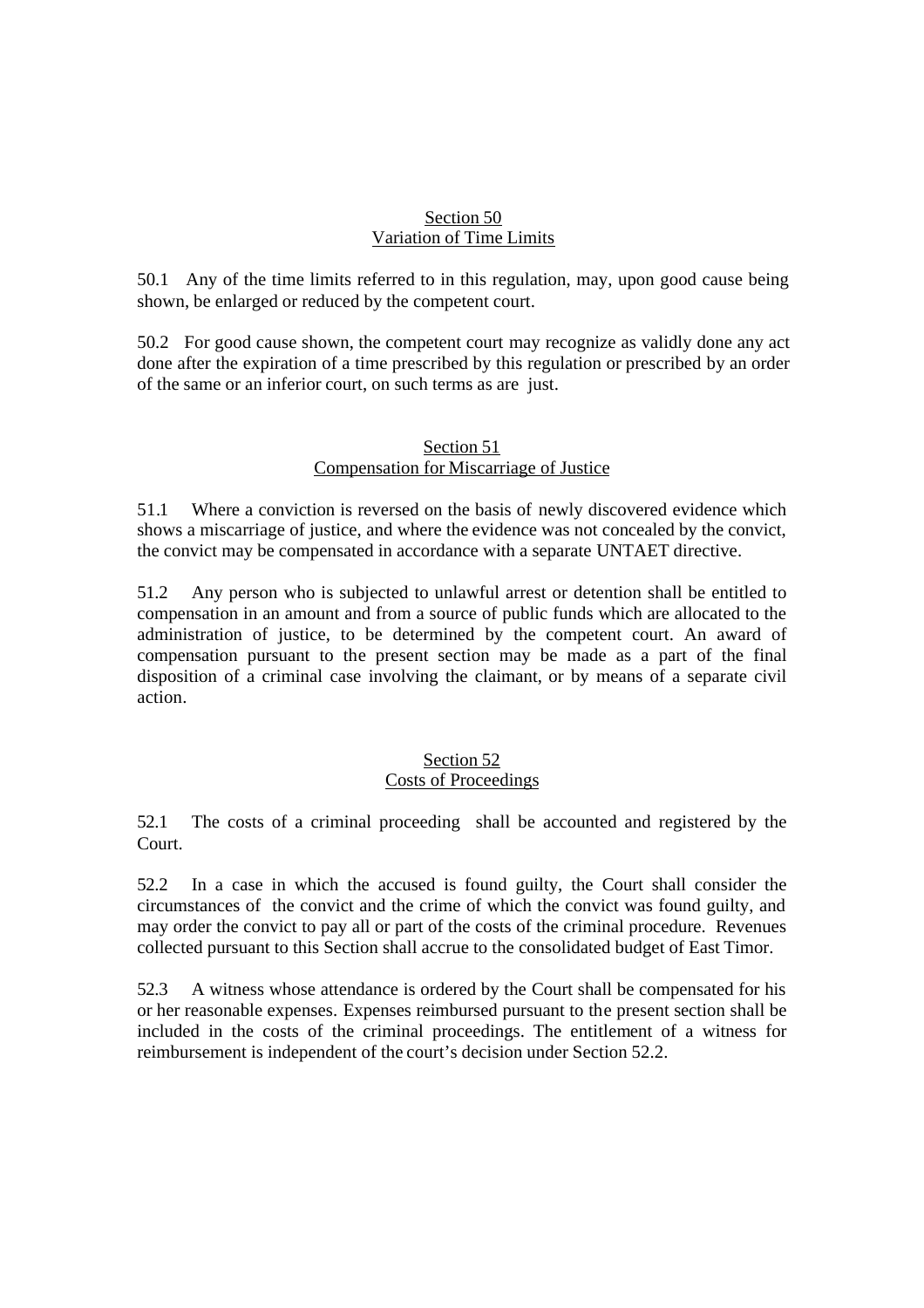## Section 50
## Variation of Time Limits

50.1 Any of the time limits referred to in this regulation, may, upon good cause being shown, be enlarged or reduced by the competent court.

50.2 For good cause shown, the competent court may recognize as validly done any act done after the expiration of a time prescribed by this regulation or prescribed by an order of the same or an inferior court, on such terms as are just.

## Section 51
## Compensation for Miscarriage of Justice

51.1 Where a conviction is reversed on the basis of newly discovered evidence which shows a miscarriage of justice, and where the evidence was not concealed by the convict, the convict may be compensated in accordance with a separate UNTAET directive.

51.2 Any person who is subjected to unlawful arrest or detention shall be entitled to compensation in an amount and from a source of public funds which are allocated to the administration of justice, to be determined by the competent court. An award of compensation pursuant to the present section may be made as a part of the final disposition of a criminal case involving the claimant, or by means of a separate civil action.

## Section 52
## Costs of Proceedings

52.1 The costs of a criminal proceeding shall be accounted and registered by the Court.

52.2 In a case in which the accused is found guilty, the Court shall consider the circumstances of the convict and the crime of which the convict was found guilty, and may order the convict to pay all or part of the costs of the criminal procedure. Revenues collected pursuant to this Section shall accrue to the consolidated budget of East Timor.

52.3 A witness whose attendance is ordered by the Court shall be compensated for his or her reasonable expenses. Expenses reimbursed pursuant to the present section shall be included in the costs of the criminal proceedings. The entitlement of a witness for reimbursement is independent of the court's decision under Section 52.2.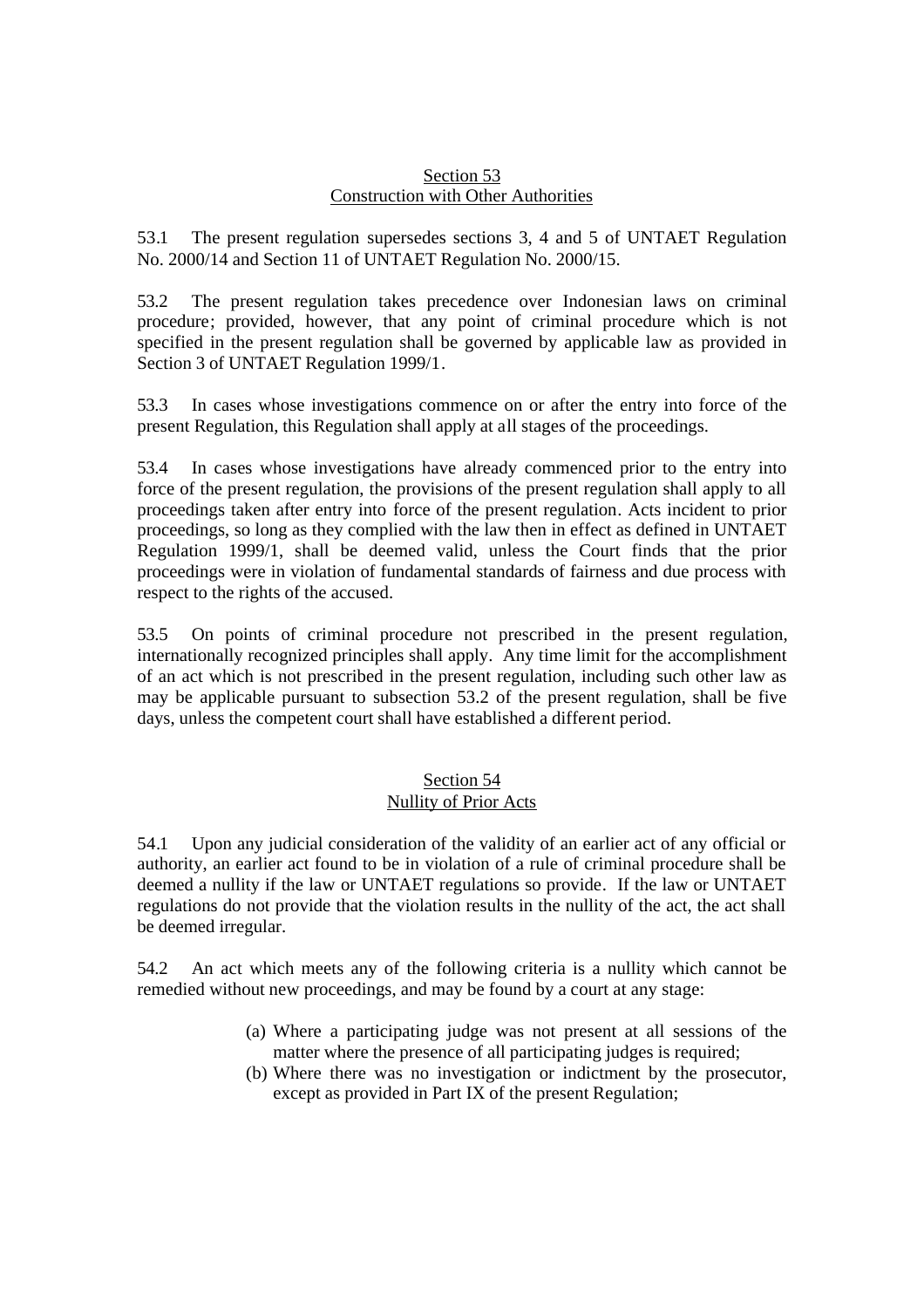## Section 53
## Construction with Other Authorities

53.1 The present regulation supersedes sections 3, 4 and 5 of UNTAET Regulation No. 2000/14 and Section 11 of UNTAET Regulation No. 2000/15.

53.2 The present regulation takes precedence over Indonesian laws on criminal procedure; provided, however, that any point of criminal procedure which is not specified in the present regulation shall be governed by applicable law as provided in Section 3 of UNTAET Regulation 1999/1.

53.3 In cases whose investigations commence on or after the entry into force of the present Regulation, this Regulation shall apply at all stages of the proceedings.

53.4 In cases whose investigations have already commenced prior to the entry into force of the present regulation, the provisions of the present regulation shall apply to all proceedings taken after entry into force of the present regulation. Acts incident to prior proceedings, so long as they complied with the law then in effect as defined in UNTAET Regulation 1999/1, shall be deemed valid, unless the Court finds that the prior proceedings were in violation of fundamental standards of fairness and due process with respect to the rights of the accused.

53.5 On points of criminal procedure not prescribed in the present regulation, internationally recognized principles shall apply. Any time limit for the accomplishment of an act which is not prescribed in the present regulation, including such other law as may be applicable pursuant to subsection 53.2 of the present regulation, shall be five days, unless the competent court shall have established a different period.

## Section 54
## Nullity of Prior Acts

54.1 Upon any judicial consideration of the validity of an earlier act of any official or authority, an earlier act found to be in violation of a rule of criminal procedure shall be deemed a nullity if the law or UNTAET regulations so provide. If the law or UNTAET regulations do not provide that the violation results in the nullity of the act, the act shall be deemed irregular.

54.2 An act which meets any of the following criteria is a nullity which cannot be remedied without new proceedings, and may be found by a court at any stage:

(a) Where a participating judge was not present at all sessions of the matter where the presence of all participating judges is required;
(b) Where there was no investigation or indictment by the prosecutor, except as provided in Part IX of the present Regulation;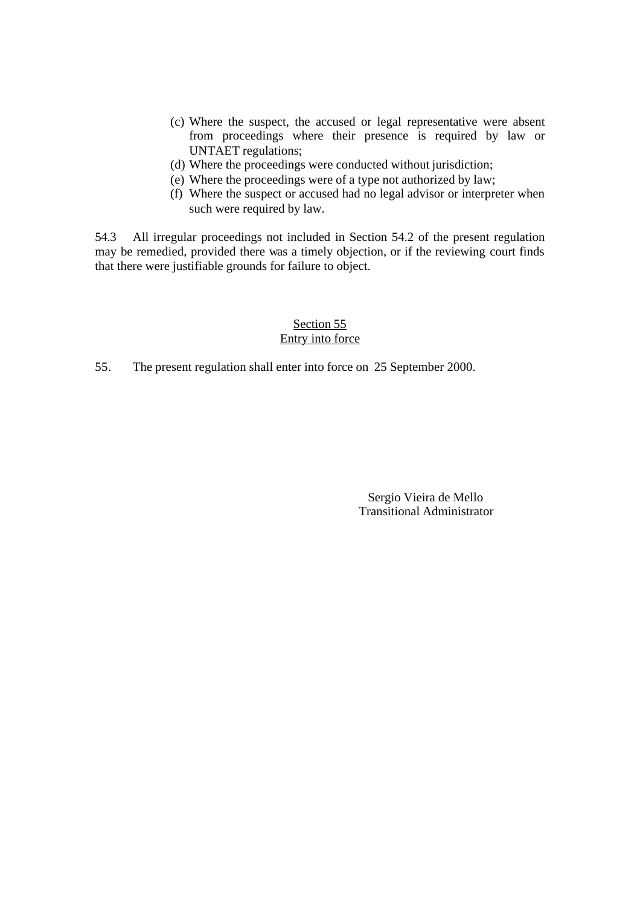(c) Where the suspect, the accused or legal representative were absent from proceedings where their presence is required by law or UNTAET regulations;
(d) Where the proceedings were conducted without jurisdiction;
(e) Where the proceedings were of a type not authorized by law;
(f) Where the suspect or accused had no legal advisor or interpreter when such were required by law.

54.3 All irregular proceedings not included in Section 54.2 of the present regulation may be remedied, provided there was a timely objection, or if the reviewing court finds that there were justifiable grounds for failure to object.

## Section 55
## Entry into force

55. The present regulation shall enter into force on 25 September 2000.

Sergio Vieira de Mello
Transitional Administrator